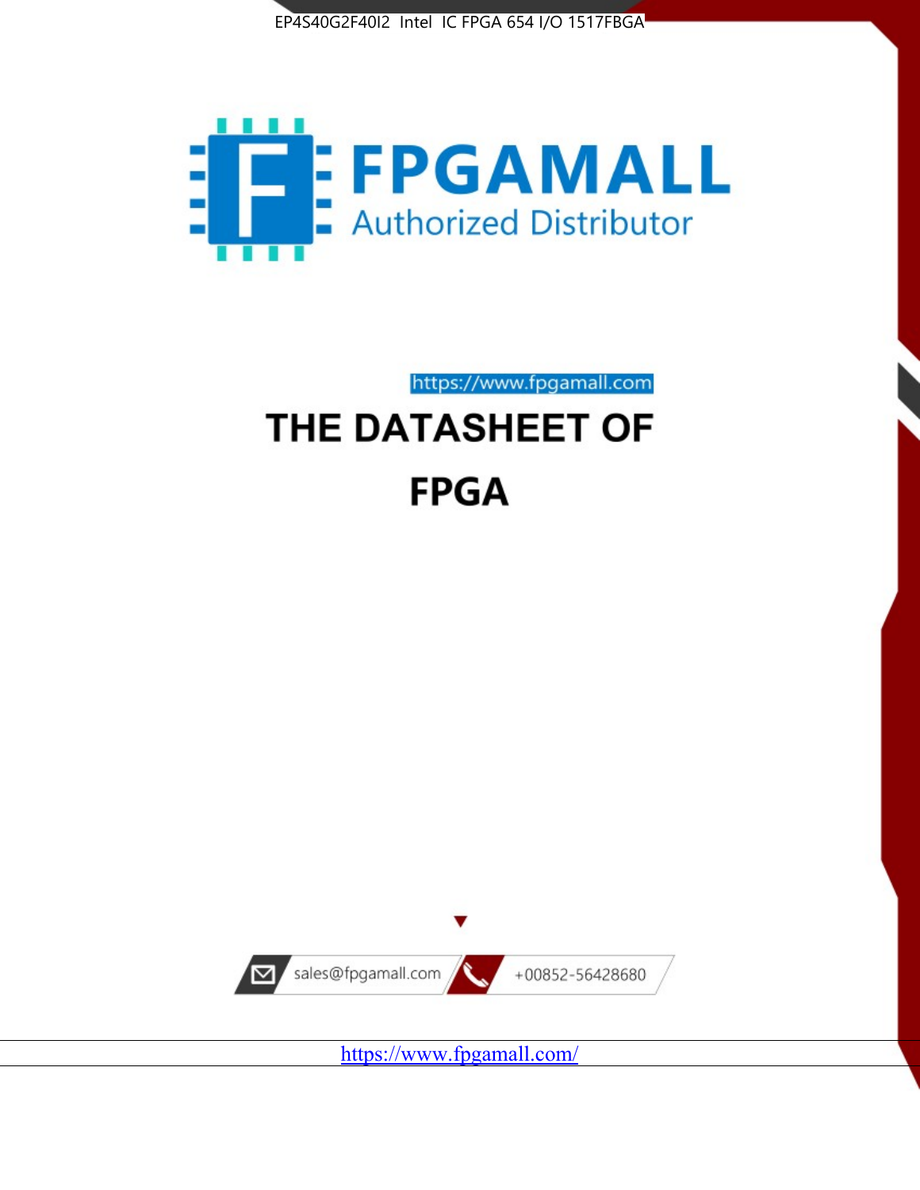EP4S40G2F40I2 Intel IC FPGA 654 I/O 1517FBGA

FPGAMALL

Authorized Distributor

https://www.fpgamall.com

# THE DATASHEET OF

# FPGA

sales@fpgamall.com

+00852-56428680

https://www.fpgamall.com/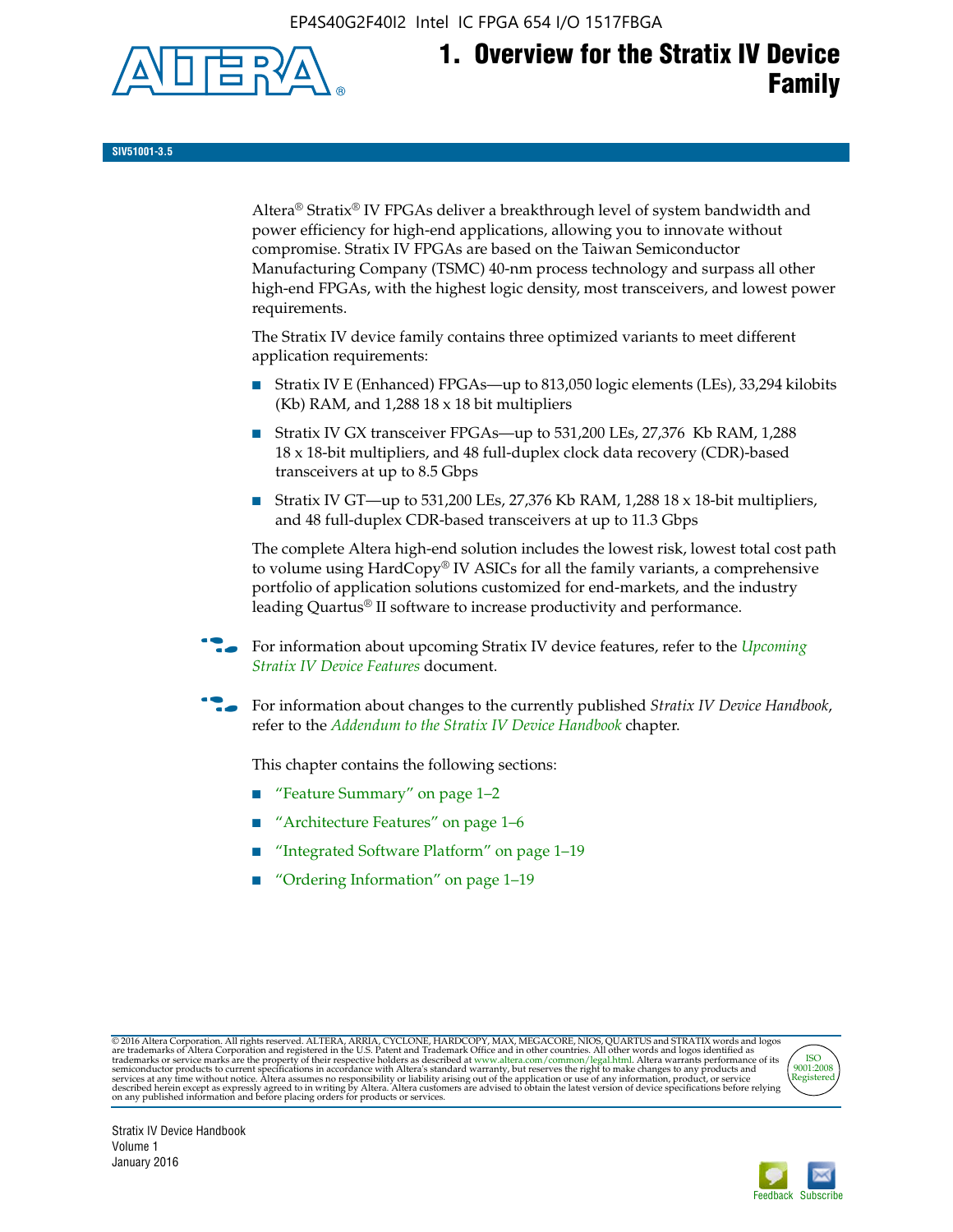# 1. Overview for the Stratix IV Device Family

SIV51001-3.5

Altera® Stratix® IV FPGAs deliver a breakthrough level of system bandwidth and power efficiency for high-end applications, allowing you to innovate without compromise. Stratix IV FPGAs are based on the Taiwan Semiconductor Manufacturing Company (TSMC) 40-nm process technology and surpass all other high-end FPGAs, with the highest logic density, most transceivers, and lowest power requirements.

The Stratix IV device family contains three optimized variants to meet different application requirements:

- Stratix IV E (Enhanced) FPGAs—up to 813,050 logic elements (LEs), 33,294 kilobits (Kb) RAM, and 1,288 18 x 18 bit multipliers
- Stratix IV GX transceiver FPGAs—up to 531,200 LEs, 27,376 Kb RAM, 1,288 18 x 18-bit multipliers, and 48 full-duplex clock data recovery (CDR)-based transceivers at up to 8.5 Gbps
- Stratix IV GT—up to 531,200 LEs, 27,376 Kb RAM, 1,288 18 x 18-bit multipliers, and 48 full-duplex CDR-based transceivers at up to 11.3 Gbps

The complete Altera high-end solution includes the lowest risk, lowest total cost path to volume using HardCopy® IV ASICs for all the family variants, a comprehensive portfolio of application solutions customized for end-markets, and the industry leading Quartus® II software to increase productivity and performance.

For information about upcoming Stratix IV device features, refer to the *Upcoming Stratix IV Device Features* document.

For information about changes to the currently published *Stratix IV Device Handbook*, refer to the *Addendum to the Stratix IV Device Handbook* chapter.

This chapter contains the following sections:

- "Feature Summary" on page 1–2
- "Architecture Features" on page 1–6
- "Integrated Software Platform" on page 1–19
- "Ordering Information" on page 1–19

© 2016 Altera Corporation. All rights reserved. ALTERA, ARRIA, CYCLONE, HARDCOPY, MAX, MEGACORE, NIOS, QUARTUS and STRATIX words and logos are trademarks of Altera Corporation and registered in the U.S. Patent and Trademark Office and in other countries. All other words and logos identified as trademarks or service marks are the property of their respective holders as described at www.altera.com/common/legal.html. Altera warrants performance of its semiconductor products to current specifications in accordance with Altera's standard warranty, but reserves the right to make changes to any products and services at any time without notice. Altera assumes no responsibility or liability arising out of the application or use of any information, product, or service described herein except as expressly agreed to in writing by Altera. Altera customers are advised to obtain the latest version of device specifications before relying on any published information and before placing orders for products or services.

Stratix IV Device Handbook
Volume 1
January 2016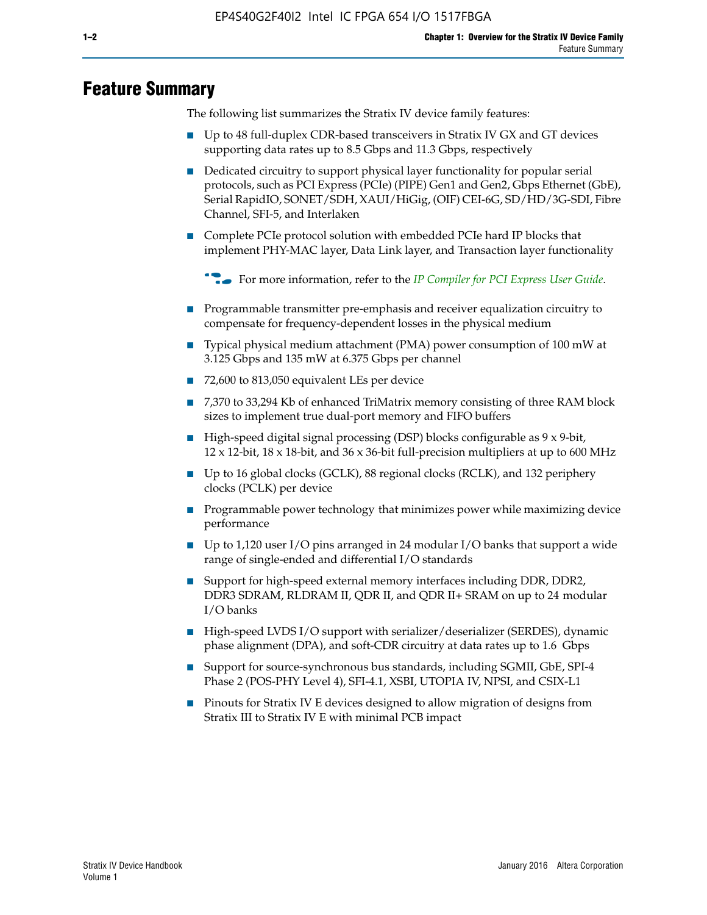# Feature Summary

The following list summarizes the Stratix IV device family features:

- Up to 48 full-duplex CDR-based transceivers in Stratix IV GX and GT devices supporting data rates up to 8.5 Gbps and 11.3 Gbps, respectively
- Dedicated circuitry to support physical layer functionality for popular serial protocols, such as PCI Express (PCIe) (PIPE) Gen1 and Gen2, Gbps Ethernet (GbE), Serial RapidIO, SONET/SDH, XAUI/HiGig, (OIF) CEI-6G, SD/HD/3G-SDI, Fibre Channel, SFI-5, and Interlaken
- Complete PCIe protocol solution with embedded PCIe hard IP blocks that implement PHY-MAC layer, Data Link layer, and Transaction layer functionality

  For more information, refer to the *IP Compiler for PCI Express User Guide*.

- Programmable transmitter pre-emphasis and receiver equalization circuitry to compensate for frequency-dependent losses in the physical medium
- Typical physical medium attachment (PMA) power consumption of 100 mW at 3.125 Gbps and 135 mW at 6.375 Gbps per channel
- 72,600 to 813,050 equivalent LEs per device
- 7,370 to 33,294 Kb of enhanced TriMatrix memory consisting of three RAM block sizes to implement true dual-port memory and FIFO buffers
- High-speed digital signal processing (DSP) blocks configurable as 9 x 9-bit, 12 x 12-bit, 18 x 18-bit, and 36 x 36-bit full-precision multipliers at up to 600 MHz
- Up to 16 global clocks (GCLK), 88 regional clocks (RCLK), and 132 periphery clocks (PCLK) per device
- Programmable power technology that minimizes power while maximizing device performance
- Up to 1,120 user I/O pins arranged in 24 modular I/O banks that support a wide range of single-ended and differential I/O standards
- Support for high-speed external memory interfaces including DDR, DDR2, DDR3 SDRAM, RLDRAM II, QDR II, and QDR II+ SRAM on up to 24 modular I/O banks
- High-speed LVDS I/O support with serializer/deserializer (SERDES), dynamic phase alignment (DPA), and soft-CDR circuitry at data rates up to 1.6 Gbps
- Support for source-synchronous bus standards, including SGMII, GbE, SPI-4 Phase 2 (POS-PHY Level 4), SFI-4.1, XSBI, UTOPIA IV, NPSI, and CSIX-L1
- Pinouts for Stratix IV E devices designed to allow migration of designs from Stratix III to Stratix IV E with minimal PCB impact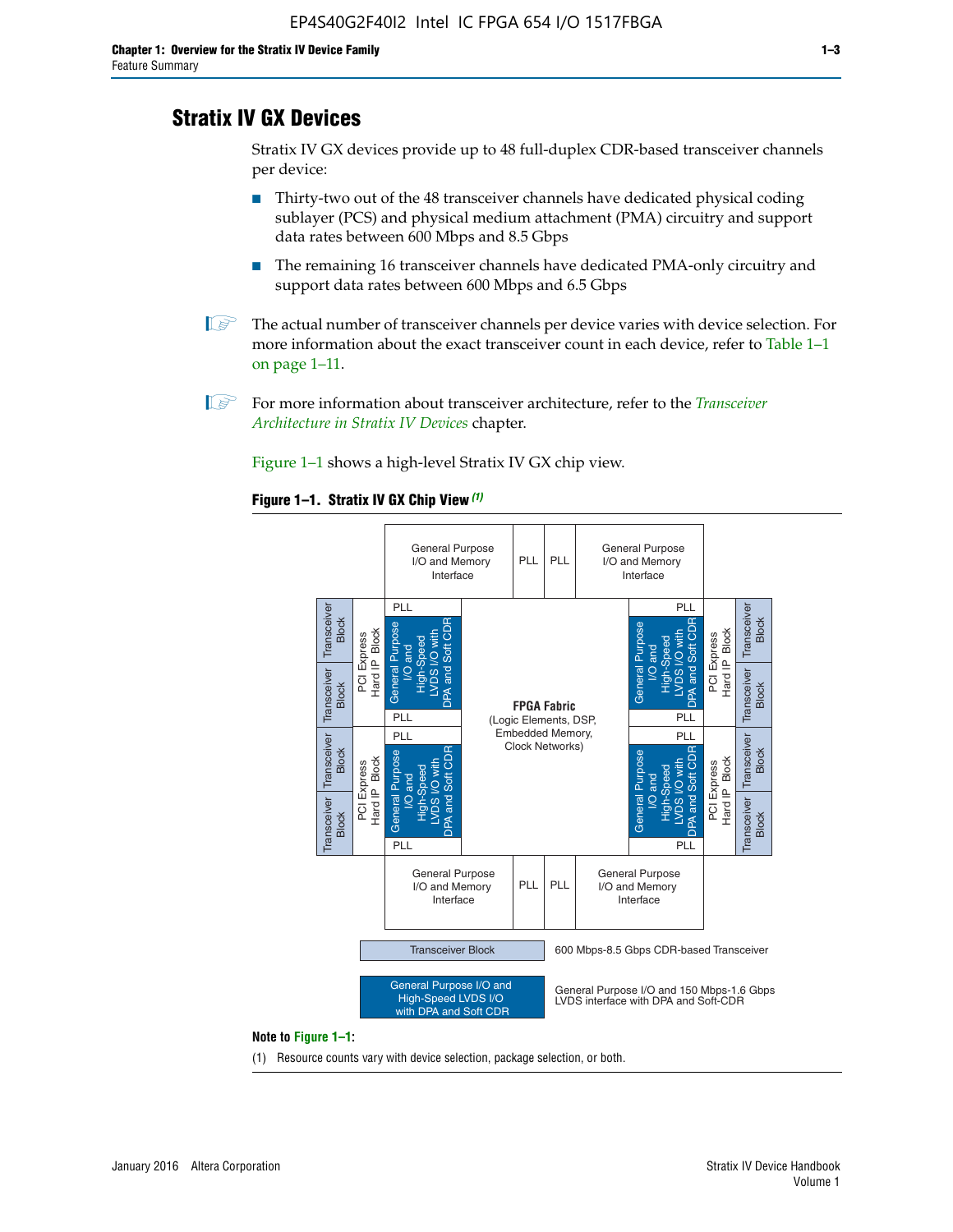## Stratix IV GX Devices

Stratix IV GX devices provide up to 48 full-duplex CDR-based transceiver channels per device:

- Thirty-two out of the 48 transceiver channels have dedicated physical coding sublayer (PCS) and physical medium attachment (PMA) circuitry and support data rates between 600 Mbps and 8.5 Gbps
- The remaining 16 transceiver channels have dedicated PMA-only circuitry and support data rates between 600 Mbps and 6.5 Gbps

The actual number of transceiver channels per device varies with device selection. For more information about the exact transceiver count in each device, refer to Table 1–1 on page 1–11.

For more information about transceiver architecture, refer to the *Transceiver Architecture in Stratix IV Devices* chapter.

Figure 1–1 shows a high-level Stratix IV GX chip view.

**Figure 1–1. Stratix IV GX Chip View** *(1)*

General Purpose I/O and Memory Interface | PLL | PLL | General Purpose I/O and Memory Interface

Transceiver Block | Transceiver Block | PCI Express Hard IP Block | PLL | General Purpose I/O and High-Speed LVDS I/O with DPA and Soft CDR | PLL

Transceiver Block | Transceiver Block | PCI Express Hard IP Block | PLL | General Purpose I/O and High-Speed LVDS I/O with DPA and Soft CDR | PLL

**FPGA Fabric** (Logic Elements, DSP, Embedded Memory, Clock Networks)

Transceiver Block — 600 Mbps-8.5 Gbps CDR-based Transceiver

General Purpose I/O and High-Speed LVDS I/O with DPA and Soft CDR — General Purpose I/O and 150 Mbps-1.6 Gbps LVDS interface with DPA and Soft-CDR

**Note to Figure 1–1:**

(1) Resource counts vary with device selection, package selection, or both.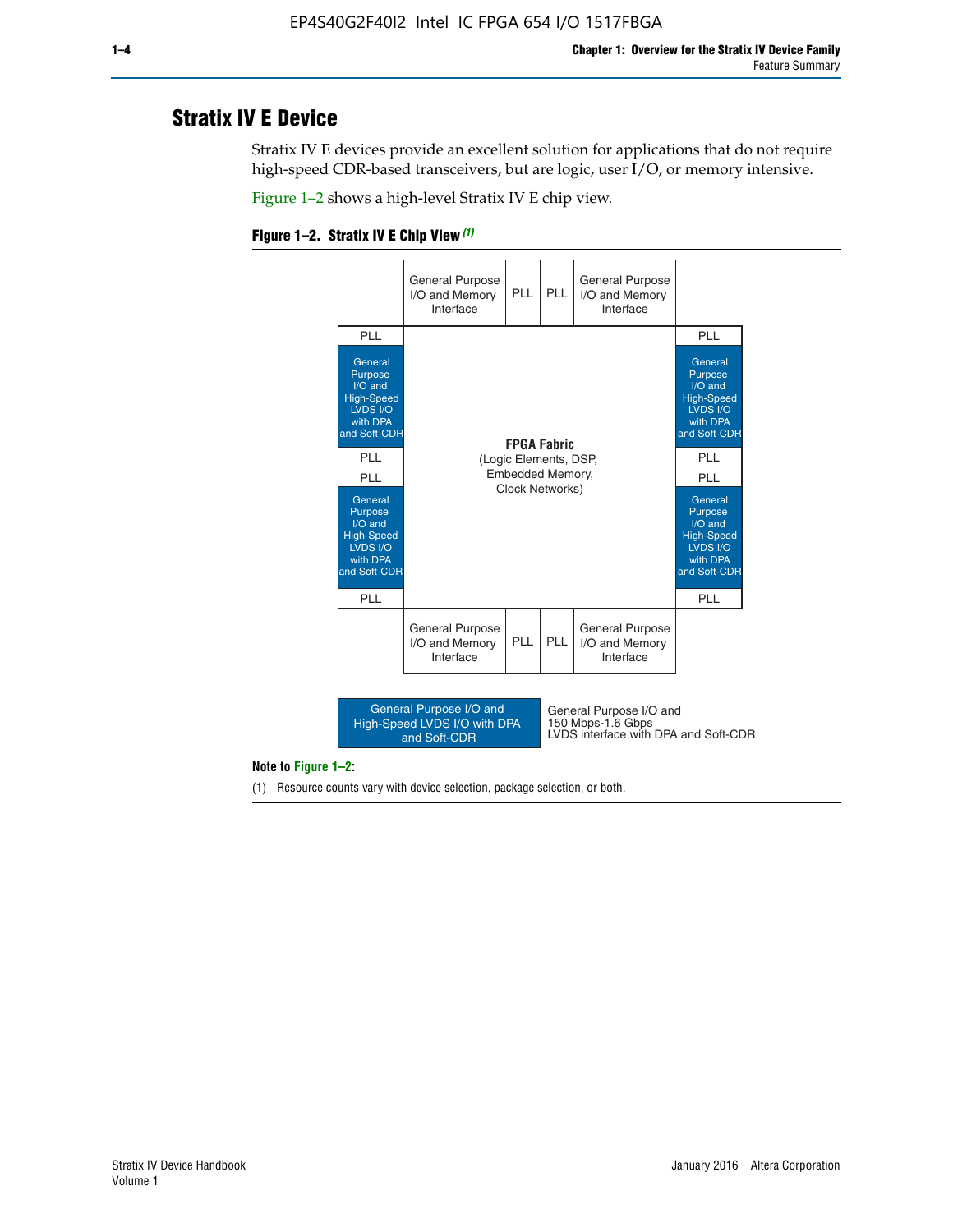## Stratix IV E Device

Stratix IV E devices provide an excellent solution for applications that do not require high-speed CDR-based transceivers, but are logic, user I/O, or memory intensive.

Figure 1–2 shows a high-level Stratix IV E chip view.

**Figure 1–2. Stratix IV E Chip View (1)**

General Purpose I/O and Memory Interface | PLL | PLL | General Purpose I/O and Memory Interface

PLL | General Purpose I/O and High-Speed LVDS I/O with DPA and Soft-CDR | PLL | PLL | General Purpose I/O and High-Speed LVDS I/O with DPA and Soft-CDR | PLL

**FPGA Fabric**
(Logic Elements, DSP, Embedded Memory, Clock Networks)

General Purpose I/O and Memory Interface | PLL | PLL | General Purpose I/O and Memory Interface

General Purpose I/O and High-Speed LVDS I/O with DPA and Soft-CDR: General Purpose I/O and 150 Mbps-1.6 Gbps LVDS interface with DPA and Soft-CDR

**Note to Figure 1–2:**

(1) Resource counts vary with device selection, package selection, or both.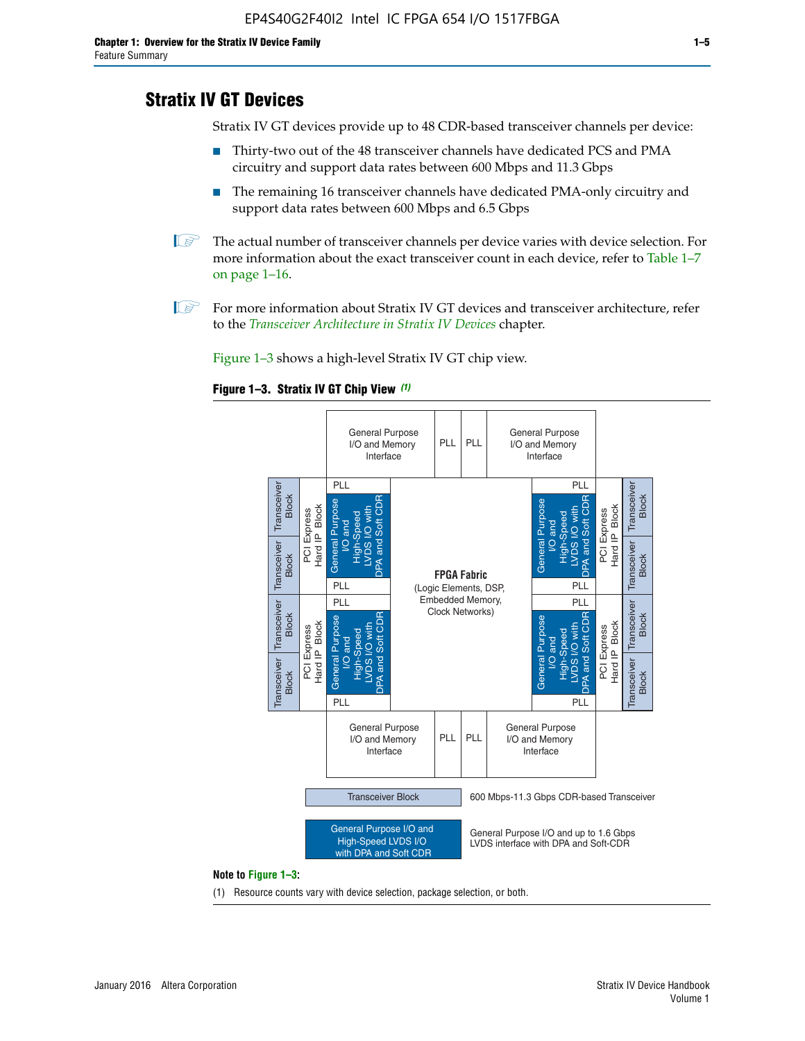## Stratix IV GT Devices

Stratix IV GT devices provide up to 48 CDR-based transceiver channels per device:

- Thirty-two out of the 48 transceiver channels have dedicated PCS and PMA circuitry and support data rates between 600 Mbps and 11.3 Gbps
- The remaining 16 transceiver channels have dedicated PMA-only circuitry and support data rates between 600 Mbps and 6.5 Gbps

The actual number of transceiver channels per device varies with device selection. For more information about the exact transceiver count in each device, refer to Table 1–7 on page 1–16.

For more information about Stratix IV GT devices and transceiver architecture, refer to the *Transceiver Architecture in Stratix IV Devices* chapter.

Figure 1–3 shows a high-level Stratix IV GT chip view.

**Figure 1–3. Stratix IV GT Chip View** *(1)*

| | | General Purpose I/O and Memory Interface | PLL | PLL | General Purpose I/O and Memory Interface | | |
|---|---|---|---|---|---|---|---|
| Transceiver Block / Transceiver Block | PCI Express Hard IP Block | PLL / General Purpose I/O and High-Speed LVDS I/O with DPA and Soft CDR / PLL | FPGA Fabric (Logic Elements, DSP, Embedded Memory, Clock Networks) | | PLL / General Purpose I/O and High-Speed LVDS I/O with DPA and Soft CDR / PLL | PCI Express Hard IP Block | Transceiver Block / Transceiver Block |
| Transceiver Block / Transceiver Block | PCI Express Hard IP Block | PLL / General Purpose I/O and High-Speed LVDS I/O with DPA and Soft CDR / PLL | | | PLL / General Purpose I/O and High-Speed LVDS I/O with DPA and Soft CDR / PLL | PCI Express Hard IP Block | Transceiver Block / Transceiver Block |
| | | General Purpose I/O and Memory Interface | PLL | PLL | General Purpose I/O and Memory Interface | | |

Legend:

- Transceiver Block: 600 Mbps-11.3 Gbps CDR-based Transceiver
- General Purpose I/O and High-Speed LVDS I/O with DPA and Soft CDR: General Purpose I/O and up to 1.6 Gbps LVDS interface with DPA and Soft-CDR

**Note to Figure 1–3:**

(1) Resource counts vary with device selection, package selection, or both.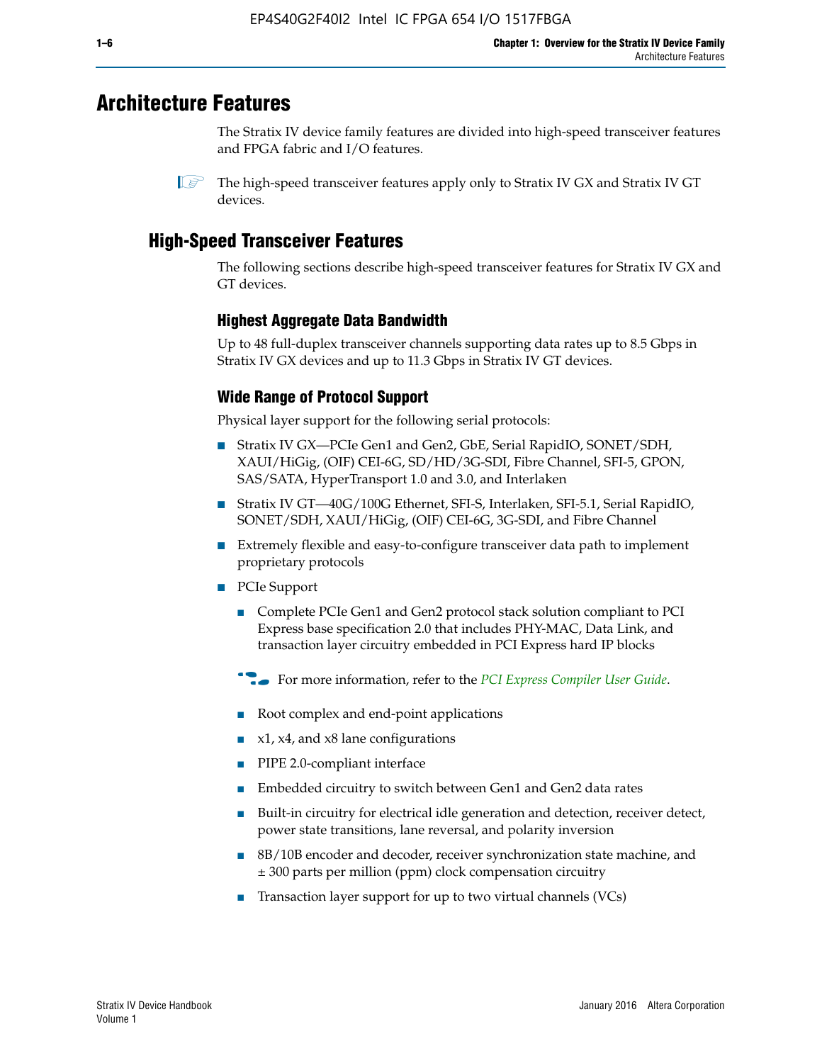# Architecture Features

The Stratix IV device family features are divided into high-speed transceiver features and FPGA fabric and I/O features.

The high-speed transceiver features apply only to Stratix IV GX and Stratix IV GT devices.

## High-Speed Transceiver Features

The following sections describe high-speed transceiver features for Stratix IV GX and GT devices.

### Highest Aggregate Data Bandwidth

Up to 48 full-duplex transceiver channels supporting data rates up to 8.5 Gbps in Stratix IV GX devices and up to 11.3 Gbps in Stratix IV GT devices.

### Wide Range of Protocol Support

Physical layer support for the following serial protocols:

- Stratix IV GX—PCIe Gen1 and Gen2, GbE, Serial RapidIO, SONET/SDH, XAUI/HiGig, (OIF) CEI-6G, SD/HD/3G-SDI, Fibre Channel, SFI-5, GPON, SAS/SATA, HyperTransport 1.0 and 3.0, and Interlaken
- Stratix IV GT—40G/100G Ethernet, SFI-S, Interlaken, SFI-5.1, Serial RapidIO, SONET/SDH, XAUI/HiGig, (OIF) CEI-6G, 3G-SDI, and Fibre Channel
- Extremely flexible and easy-to-configure transceiver data path to implement proprietary protocols
- PCIe Support
  - Complete PCIe Gen1 and Gen2 protocol stack solution compliant to PCI Express base specification 2.0 that includes PHY-MAC, Data Link, and transaction layer circuitry embedded in PCI Express hard IP blocks

  For more information, refer to the *PCI Express Compiler User Guide*.

  - Root complex and end-point applications
  - x1, x4, and x8 lane configurations
  - PIPE 2.0-compliant interface
  - Embedded circuitry to switch between Gen1 and Gen2 data rates
  - Built-in circuitry for electrical idle generation and detection, receiver detect, power state transitions, lane reversal, and polarity inversion
  - 8B/10B encoder and decoder, receiver synchronization state machine, and ± 300 parts per million (ppm) clock compensation circuitry
  - Transaction layer support for up to two virtual channels (VCs)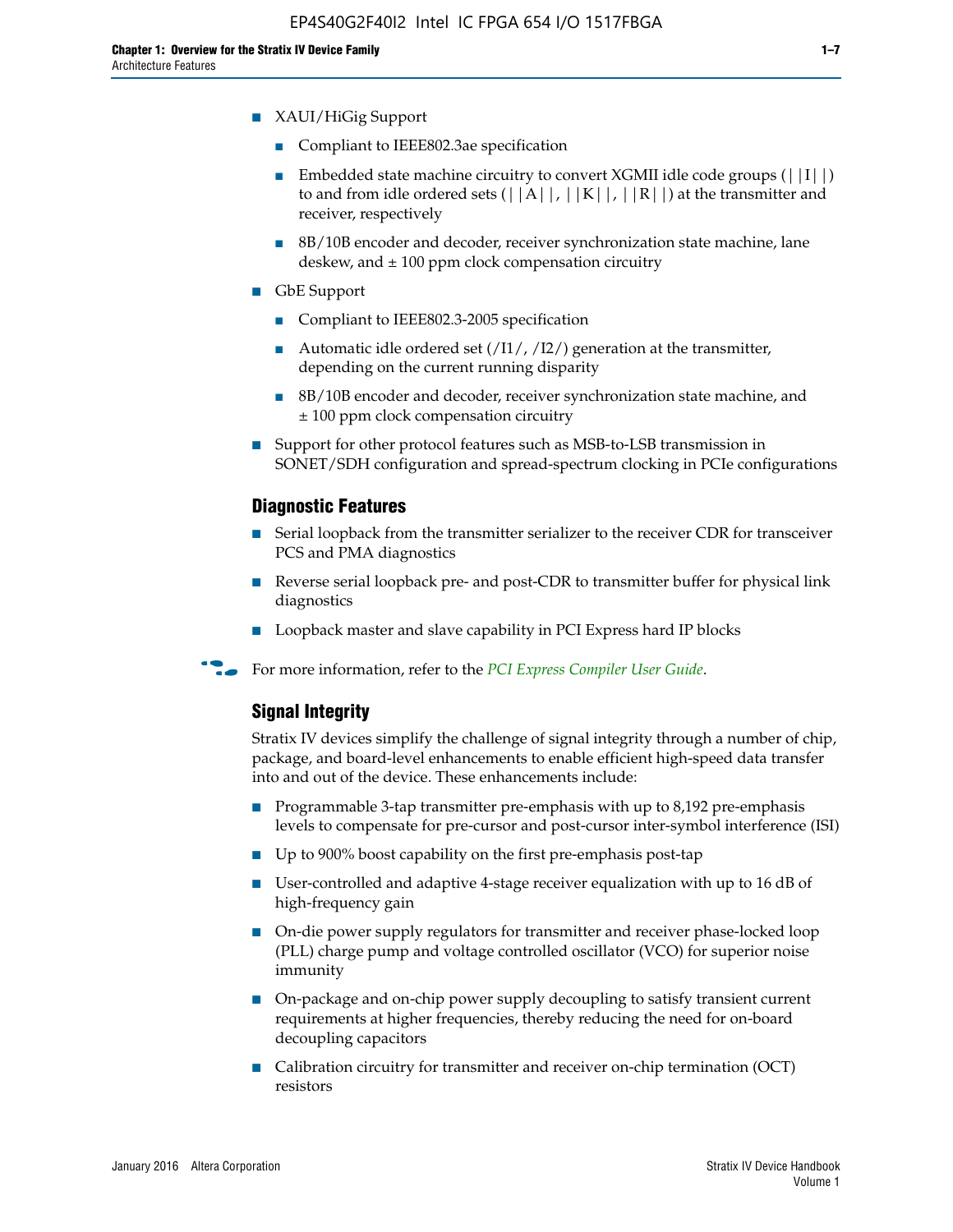- XAUI/HiGig Support
  - Compliant to IEEE802.3ae specification
  - Embedded state machine circuitry to convert XGMII idle code groups (||I||) to and from idle ordered sets (||A||, ||K||, ||R||) at the transmitter and receiver, respectively
  - 8B/10B encoder and decoder, receiver synchronization state machine, lane deskew, and ± 100 ppm clock compensation circuitry
- GbE Support
  - Compliant to IEEE802.3-2005 specification
  - Automatic idle ordered set (/I1/, /I2/) generation at the transmitter, depending on the current running disparity
  - 8B/10B encoder and decoder, receiver synchronization state machine, and ± 100 ppm clock compensation circuitry
- Support for other protocol features such as MSB-to-LSB transmission in SONET/SDH configuration and spread-spectrum clocking in PCIe configurations

## Diagnostic Features

- Serial loopback from the transmitter serializer to the receiver CDR for transceiver PCS and PMA diagnostics
- Reverse serial loopback pre- and post-CDR to transmitter buffer for physical link diagnostics
- Loopback master and slave capability in PCI Express hard IP blocks

For more information, refer to the *PCI Express Compiler User Guide*.

## Signal Integrity

Stratix IV devices simplify the challenge of signal integrity through a number of chip, package, and board-level enhancements to enable efficient high-speed data transfer into and out of the device. These enhancements include:

- Programmable 3-tap transmitter pre-emphasis with up to 8,192 pre-emphasis levels to compensate for pre-cursor and post-cursor inter-symbol interference (ISI)
- Up to 900% boost capability on the first pre-emphasis post-tap
- User-controlled and adaptive 4-stage receiver equalization with up to 16 dB of high-frequency gain
- On-die power supply regulators for transmitter and receiver phase-locked loop (PLL) charge pump and voltage controlled oscillator (VCO) for superior noise immunity
- On-package and on-chip power supply decoupling to satisfy transient current requirements at higher frequencies, thereby reducing the need for on-board decoupling capacitors
- Calibration circuitry for transmitter and receiver on-chip termination (OCT) resistors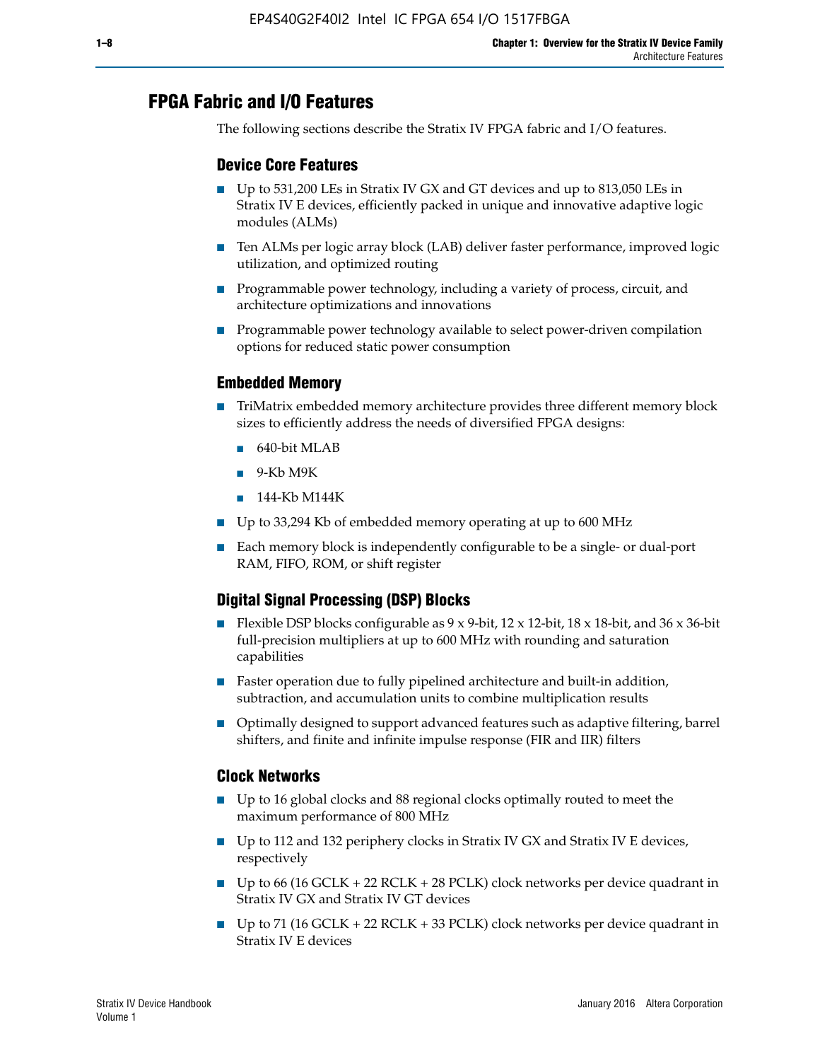## FPGA Fabric and I/O Features

The following sections describe the Stratix IV FPGA fabric and I/O features.

### Device Core Features

- Up to 531,200 LEs in Stratix IV GX and GT devices and up to 813,050 LEs in Stratix IV E devices, efficiently packed in unique and innovative adaptive logic modules (ALMs)
- Ten ALMs per logic array block (LAB) deliver faster performance, improved logic utilization, and optimized routing
- Programmable power technology, including a variety of process, circuit, and architecture optimizations and innovations
- Programmable power technology available to select power-driven compilation options for reduced static power consumption

### Embedded Memory

- TriMatrix embedded memory architecture provides three different memory block sizes to efficiently address the needs of diversified FPGA designs:
  - 640-bit MLAB
  - 9-Kb M9K
  - 144-Kb M144K
- Up to 33,294 Kb of embedded memory operating at up to 600 MHz
- Each memory block is independently configurable to be a single- or dual-port RAM, FIFO, ROM, or shift register

### Digital Signal Processing (DSP) Blocks

- Flexible DSP blocks configurable as 9 x 9-bit, 12 x 12-bit, 18 x 18-bit, and 36 x 36-bit full-precision multipliers at up to 600 MHz with rounding and saturation capabilities
- Faster operation due to fully pipelined architecture and built-in addition, subtraction, and accumulation units to combine multiplication results
- Optimally designed to support advanced features such as adaptive filtering, barrel shifters, and finite and infinite impulse response (FIR and IIR) filters

### Clock Networks

- Up to 16 global clocks and 88 regional clocks optimally routed to meet the maximum performance of 800 MHz
- Up to 112 and 132 periphery clocks in Stratix IV GX and Stratix IV E devices, respectively
- Up to 66 (16 GCLK + 22 RCLK + 28 PCLK) clock networks per device quadrant in Stratix IV GX and Stratix IV GT devices
- Up to 71 (16 GCLK + 22 RCLK + 33 PCLK) clock networks per device quadrant in Stratix IV E devices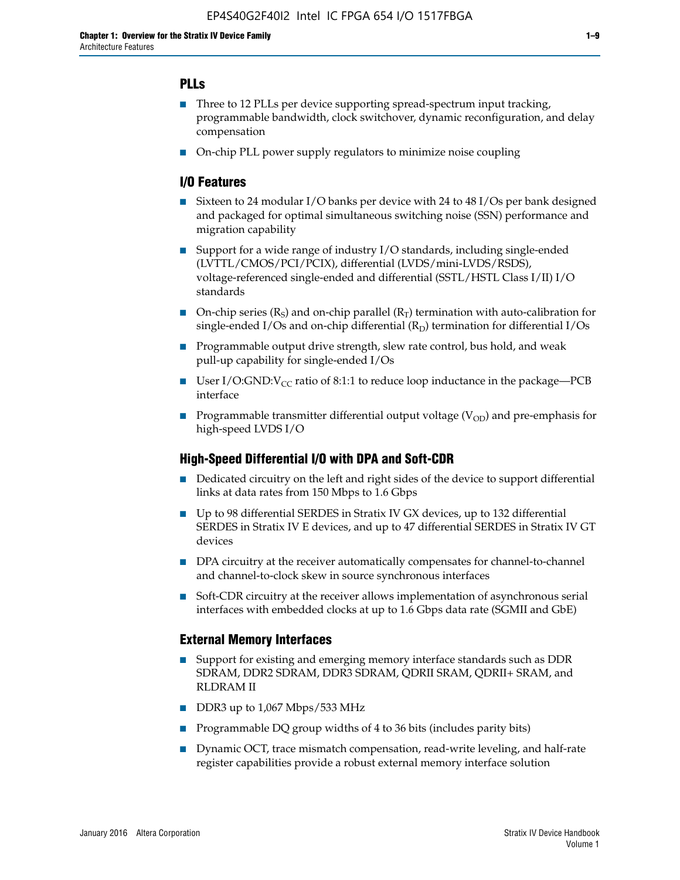### PLLs

- Three to 12 PLLs per device supporting spread-spectrum input tracking, programmable bandwidth, clock switchover, dynamic reconfiguration, and delay compensation
- On-chip PLL power supply regulators to minimize noise coupling

### I/O Features

- Sixteen to 24 modular I/O banks per device with 24 to 48 I/Os per bank designed and packaged for optimal simultaneous switching noise (SSN) performance and migration capability
- Support for a wide range of industry I/O standards, including single-ended (LVTTL/CMOS/PCI/PCIX), differential (LVDS/mini-LVDS/RSDS), voltage-referenced single-ended and differential (SSTL/HSTL Class I/II) I/O standards
- On-chip series ($R_S$) and on-chip parallel ($R_T$) termination with auto-calibration for single-ended I/Os and on-chip differential ($R_D$) termination for differential I/Os
- Programmable output drive strength, slew rate control, bus hold, and weak pull-up capability for single-ended I/Os
- User I/O:GND:$V_{CC}$ ratio of 8:1:1 to reduce loop inductance in the package—PCB interface
- Programmable transmitter differential output voltage ($V_{OD}$) and pre-emphasis for high-speed LVDS I/O

### High-Speed Differential I/O with DPA and Soft-CDR

- Dedicated circuitry on the left and right sides of the device to support differential links at data rates from 150 Mbps to 1.6 Gbps
- Up to 98 differential SERDES in Stratix IV GX devices, up to 132 differential SERDES in Stratix IV E devices, and up to 47 differential SERDES in Stratix IV GT devices
- DPA circuitry at the receiver automatically compensates for channel-to-channel and channel-to-clock skew in source synchronous interfaces
- Soft-CDR circuitry at the receiver allows implementation of asynchronous serial interfaces with embedded clocks at up to 1.6 Gbps data rate (SGMII and GbE)

### External Memory Interfaces

- Support for existing and emerging memory interface standards such as DDR SDRAM, DDR2 SDRAM, DDR3 SDRAM, QDRII SRAM, QDRII+ SRAM, and RLDRAM II
- DDR3 up to 1,067 Mbps/533 MHz
- Programmable DQ group widths of 4 to 36 bits (includes parity bits)
- Dynamic OCT, trace mismatch compensation, read-write leveling, and half-rate register capabilities provide a robust external memory interface solution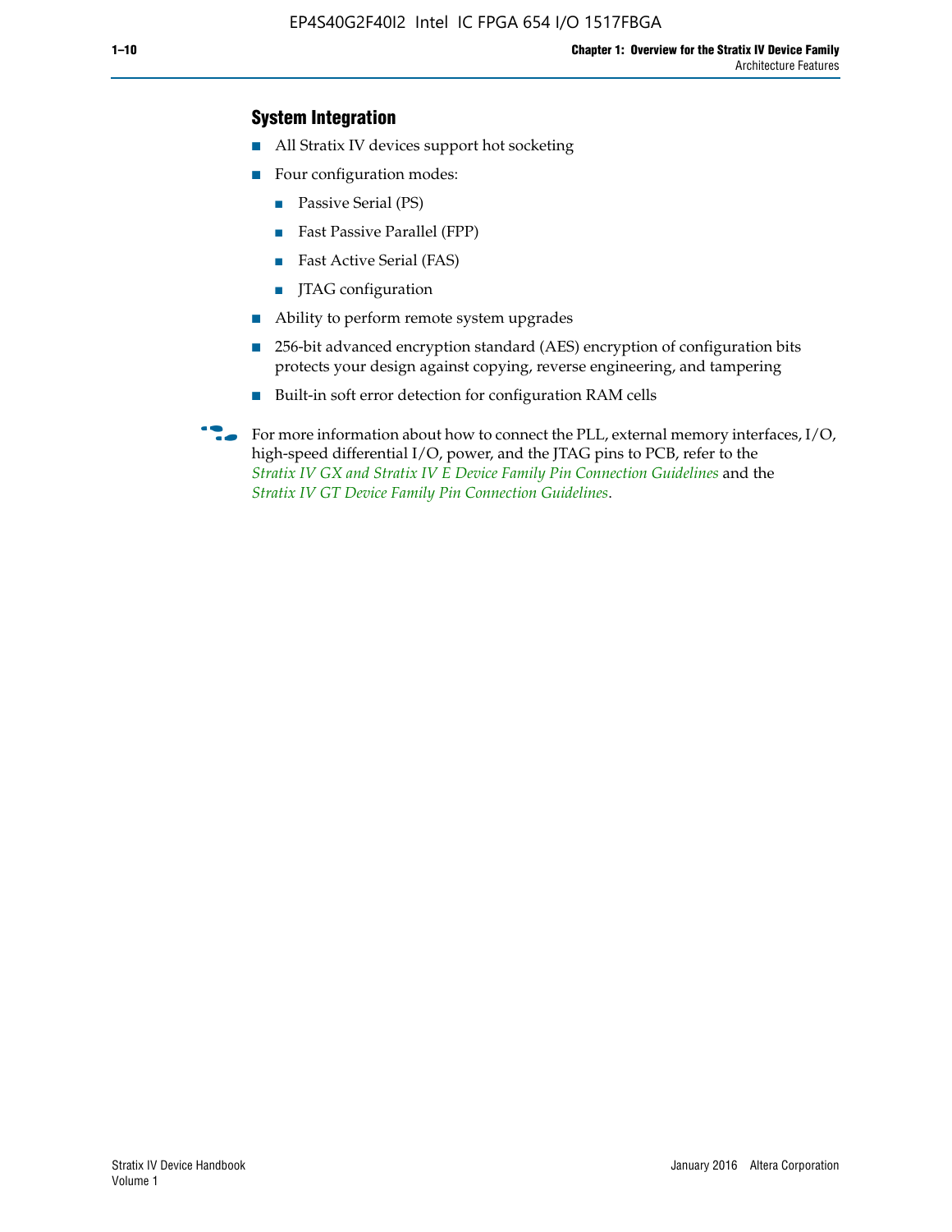### System Integration

- All Stratix IV devices support hot socketing
- Four configuration modes:
  - Passive Serial (PS)
  - Fast Passive Parallel (FPP)
  - Fast Active Serial (FAS)
  - JTAG configuration
- Ability to perform remote system upgrades
- 256-bit advanced encryption standard (AES) encryption of configuration bits protects your design against copying, reverse engineering, and tampering
- Built-in soft error detection for configuration RAM cells

For more information about how to connect the PLL, external memory interfaces, I/O, high-speed differential I/O, power, and the JTAG pins to PCB, refer to the *Stratix IV GX and Stratix IV E Device Family Pin Connection Guidelines* and the *Stratix IV GT Device Family Pin Connection Guidelines*.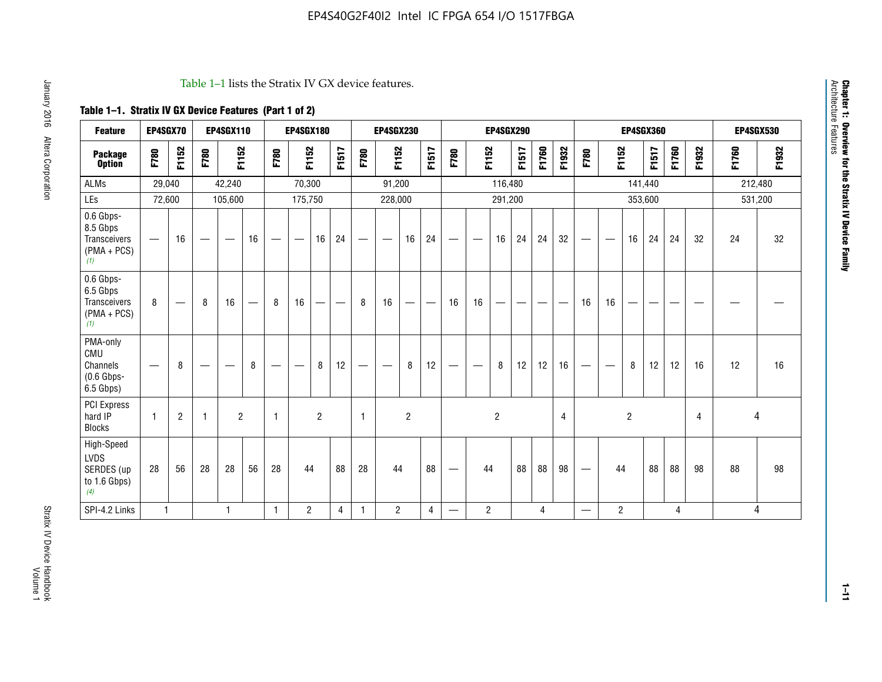Table 1–1 lists the Stratix IV GX device features.

**Table 1–1. Stratix IV GX Device Features (Part 1 of 2)**

| Feature | EP4SGX70 | | EP4SGX110 | | | EP4SGX180 | | | | EP4SGX230 | | | | EP4SGX290 | | | | | | EP4SGX360 | | | | | | EP4SGX530 | |
|---|---|---|---|---|---|---|---|---|---|---|---|---|---|---|---|---|---|---|---|---|---|---|---|---|---|---|---|
| **Package Option** | F780 | F1152 | F780 | F1152 | | F780 | F1152 | | F1517 | F780 | F1152 | | F1517 | F780 | F1152 | | F1517 | F1760 | F1932 | F780 | F1152 | | F1517 | F1760 | F1932 | F1760 | F1932 |
| ALMs | 29,040 | | 42,240 | | | 70,300 | | | | 91,200 | | | | 116,480 | | | | | | 141,440 | | | | | | 212,480 | |
| LEs | 72,600 | | 105,600 | | | 175,750 | | | | 228,000 | | | | 291,200 | | | | | | 353,600 | | | | | | 531,200 | |
| 0.6 Gbps-8.5 Gbps Transceivers (PMA + PCS) (1) | — | 16 | — | — | 16 | — | — | 16 | 24 | — | — | 16 | 24 | — | — | 16 | 24 | 24 | 32 | — | — | 16 | 24 | 24 | 32 | 24 | 32 |
| 0.6 Gbps-6.5 Gbps Transceivers (PMA + PCS) (1) | 8 | — | 8 | 16 | — | 8 | 16 | — | — | 8 | 16 | — | — | 16 | 16 | — | — | — | — | 16 | 16 | — | — | — | — | — | — |
| PMA-only CMU Channels (0.6 Gbps-6.5 Gbps) | — | 8 | — | — | 8 | — | — | 8 | 12 | — | — | 8 | 12 | — | — | 8 | 12 | 12 | 16 | — | — | 8 | 12 | 12 | 16 | 12 | 16 |
| PCI Express hard IP Blocks | 1 | 2 | 1 | 2 | | 1 | 2 | | | 1 | 2 | | | 2 | | | | | 4 | 2 | | | | | 4 | 4 | |
| High-Speed LVDS SERDES (up to 1.6 Gbps) (4) | 28 | 56 | 28 | 28 | 56 | 28 | 44 | | 88 | 28 | 44 | | 88 | — | 44 | | 88 | 88 | 98 | — | 44 | | 88 | 88 | 98 | 88 | 98 |
| SPI-4.2 Links | 1 | | 1 | | | 1 | 2 | | 4 | 1 | 2 | | 4 | — | 2 | | 4 | | | — | 2 | | 4 | | | 4 | |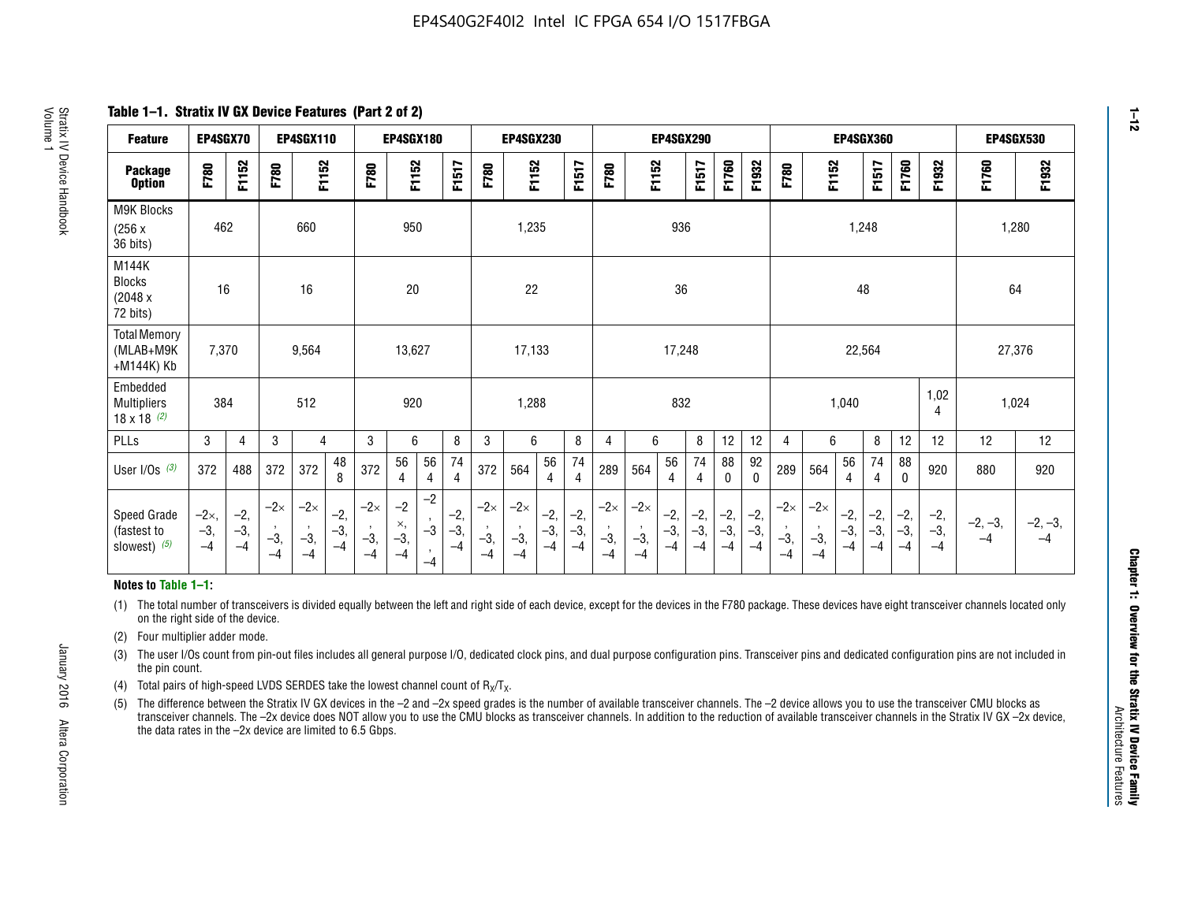## Table 1–1. Stratix IV GX Device Features (Part 2 of 2)

| Feature | EP4SGX70 | | EP4SGX110 | | | EP4SGX180 | | | | EP4SGX230 | | | | EP4SGX290 | | | | | | EP4SGX360 | | | | | | EP4SGX530 | |
|---|---|---|---|---|---|---|---|---|---|---|---|---|---|---|---|---|---|---|---|---|---|---|---|---|---|---|---|
| Package Option | F780 | F1152 | F780 | F1152 | | F780 | F1152 | | F1517 | F780 | F1152 | | F1517 | F780 | F1152 | | F1517 | F1760 | F1932 | F780 | F1152 | | F1517 | F1760 | F1932 | F1760 | F1932 |
| M9K Blocks (256 x 36 bits) | 462 | | 660 | | | 950 | | | | 1,235 | | | | 936 | | | | | | 1,248 | | | | | | 1,280 | |
| M144K Blocks (2048 x 72 bits) | 16 | | 16 | | | 20 | | | | 22 | | | | 36 | | | | | | 48 | | | | | | 64 | |
| Total Memory (MLAB+M9K +M144K) Kb | 7,370 | | 9,564 | | | 13,627 | | | | 17,133 | | | | 17,248 | | | | | | 22,564 | | | | | | 27,376 | |
| Embedded Multipliers 18 x 18 (2) | 384 | | 512 | | | 920 | | | | 1,288 | | | | 832 | | | | | | 1,040 | | | | | 1,024 | 1,024 | |
| PLLs | 3 | 4 | 3 | 4 | | 3 | 6 | | 8 | 3 | 6 | | 8 | 4 | 6 | | 8 | 12 | 12 | 4 | 6 | | 8 | 12 | 12 | 12 | 12 |
| User I/Os (3) | 372 | 488 | 372 | 372 | 488 | 372 | 564 | 564 | 744 | 372 | 564 | 564 | 744 | 289 | 564 | 564 | 744 | 880 | 920 | 289 | 564 | 564 | 744 | 880 | 920 | 880 | 920 |
| Speed Grade (fastest to slowest) (5) | –2×, –3, –4 | –2, –3, –4 | –2×, –3, –4 | –2×, –3, –4 | –2, –3, –4 | –2×, –3, –4 | –2×, –3, –4 | –2, –3, –4 | –2, –3, –4 | –2×, –3, –4 | –2×, –3, –4 | –2, –3, –4 | –2, –3, –4 | –2×, –3, –4 | –2×, –3, –4 | –2, –3, –4 | –2, –3, –4 | –2, –3, –4 | –2, –3, –4 | –2×, –3, –4 | –2×, –3, –4 | –2, –3, –4 | –2, –3, –4 | –2, –3, –4 | –2, –3, –4 | –2, –3, –4 | –2, –3, –4 |

**Notes to Table 1–1:**

(1) The total number of transceivers is divided equally between the left and right side of each device, except for the devices in the F780 package. These devices have eight transceiver channels located only on the right side of the device.

(2) Four multiplier adder mode.

(3) The user I/Os count from pin-out files includes all general purpose I/O, dedicated clock pins, and dual purpose configuration pins. Transceiver pins and dedicated configuration pins are not included in the pin count.

(4) Total pairs of high-speed LVDS SERDES take the lowest channel count of $R_X/T_X$.

(5) The difference between the Stratix IV GX devices in the –2 and –2x speed grades is the number of available transceiver channels. The –2 device allows you to use the transceiver CMU blocks as transceiver channels. The –2x device does NOT allow you to use the CMU blocks as transceiver channels. In addition to the reduction of available transceiver channels in the Stratix IV GX –2x device, the data rates in the –2x device are limited to 6.5 Gbps.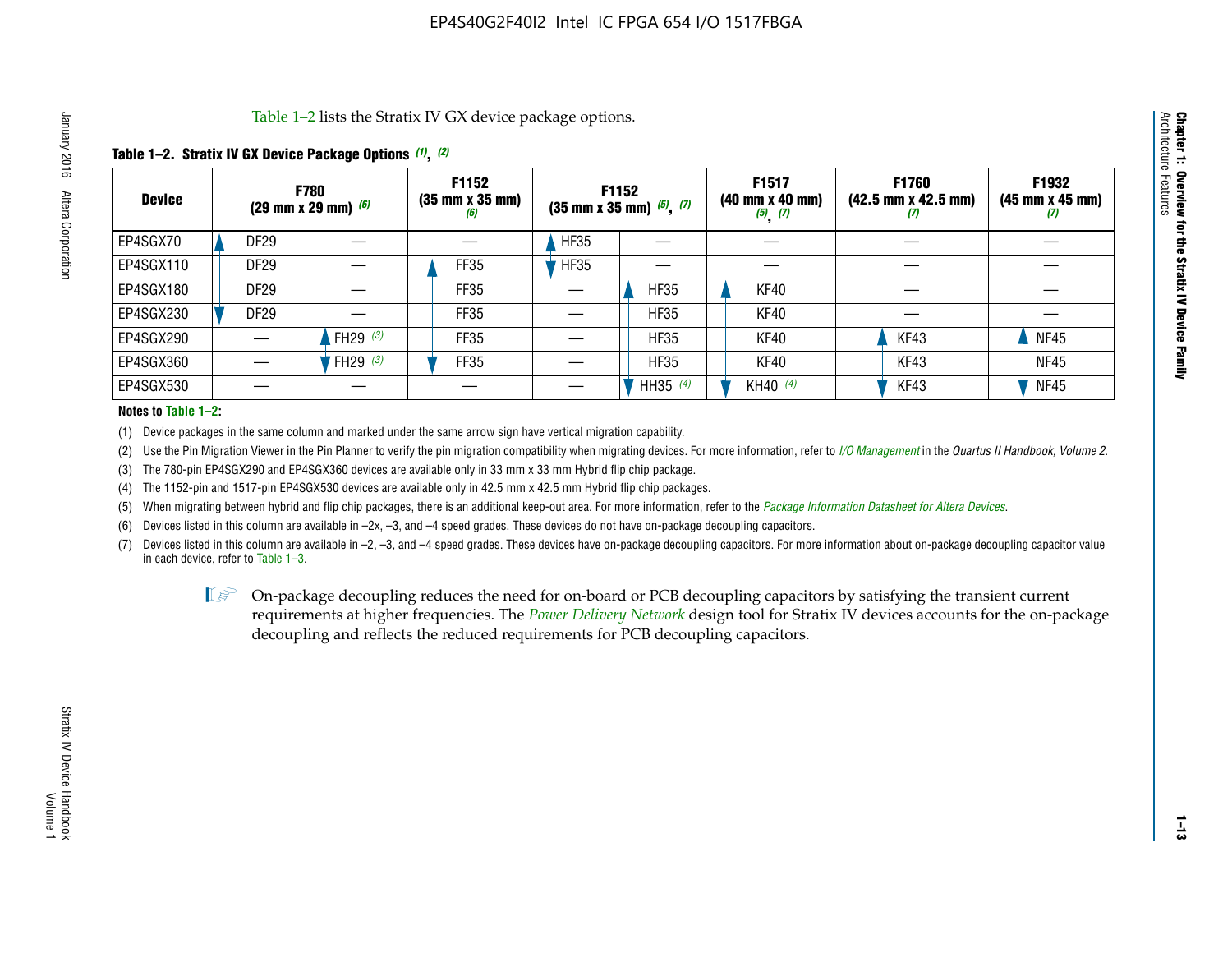Table 1–2 lists the Stratix IV GX device package options.

**Table 1–2. Stratix IV GX Device Package Options (1), (2)**

| Device | F780 (29 mm x 29 mm) (6) | | F1152 (35 mm x 35 mm) (6) | F1152 (35 mm x 35 mm) (5), (7) | | F1517 (40 mm x 40 mm) (5), (7) | F1760 (42.5 mm x 42.5 mm) (7) | F1932 (45 mm x 45 mm) (7) |
|---|---|---|---|---|---|---|---|---|
| EP4SGX70 | DF29 | — | — | HF35 | — | — | — | — |
| EP4SGX110 | DF29 | — | FF35 | HF35 | — | — | — | — |
| EP4SGX180 | DF29 | — | FF35 | — | HF35 | KF40 | — | — |
| EP4SGX230 | DF29 | — | FF35 | — | HF35 | KF40 | — | — |
| EP4SGX290 | — | FH29 (3) | FF35 | — | HF35 | KF40 | KF43 | NF45 |
| EP4SGX360 | — | FH29 (3) | FF35 | — | HF35 | KF40 | KF43 | NF45 |
| EP4SGX530 | — | — | — | — | HH35 (4) | KH40 (4) | KF43 | NF45 |

**Notes to Table 1–2:**

(1) Device packages in the same column and marked under the same arrow sign have vertical migration capability.

(2) Use the Pin Migration Viewer in the Pin Planner to verify the pin migration compatibility when migrating devices. For more information, refer to *I/O Management* in the *Quartus II Handbook, Volume 2*.

(3) The 780-pin EP4SGX290 and EP4SGX360 devices are available only in 33 mm x 33 mm Hybrid flip chip package.

(4) The 1152-pin and 1517-pin EP4SGX530 devices are available only in 42.5 mm x 42.5 mm Hybrid flip chip packages.

(5) When migrating between hybrid and flip chip packages, there is an additional keep-out area. For more information, refer to the *Package Information Datasheet for Altera Devices*.

(6) Devices listed in this column are available in –2x, –3, and –4 speed grades. These devices do not have on-package decoupling capacitors.

(7) Devices listed in this column are available in –2, –3, and –4 speed grades. These devices have on-package decoupling capacitors. For more information about on-package decoupling capacitor value in each device, refer to Table 1–3.

On-package decoupling reduces the need for on-board or PCB decoupling capacitors by satisfying the transient current requirements at higher frequencies. The *Power Delivery Network* design tool for Stratix IV devices accounts for the on-package decoupling and reflects the reduced requirements for PCB decoupling capacitors.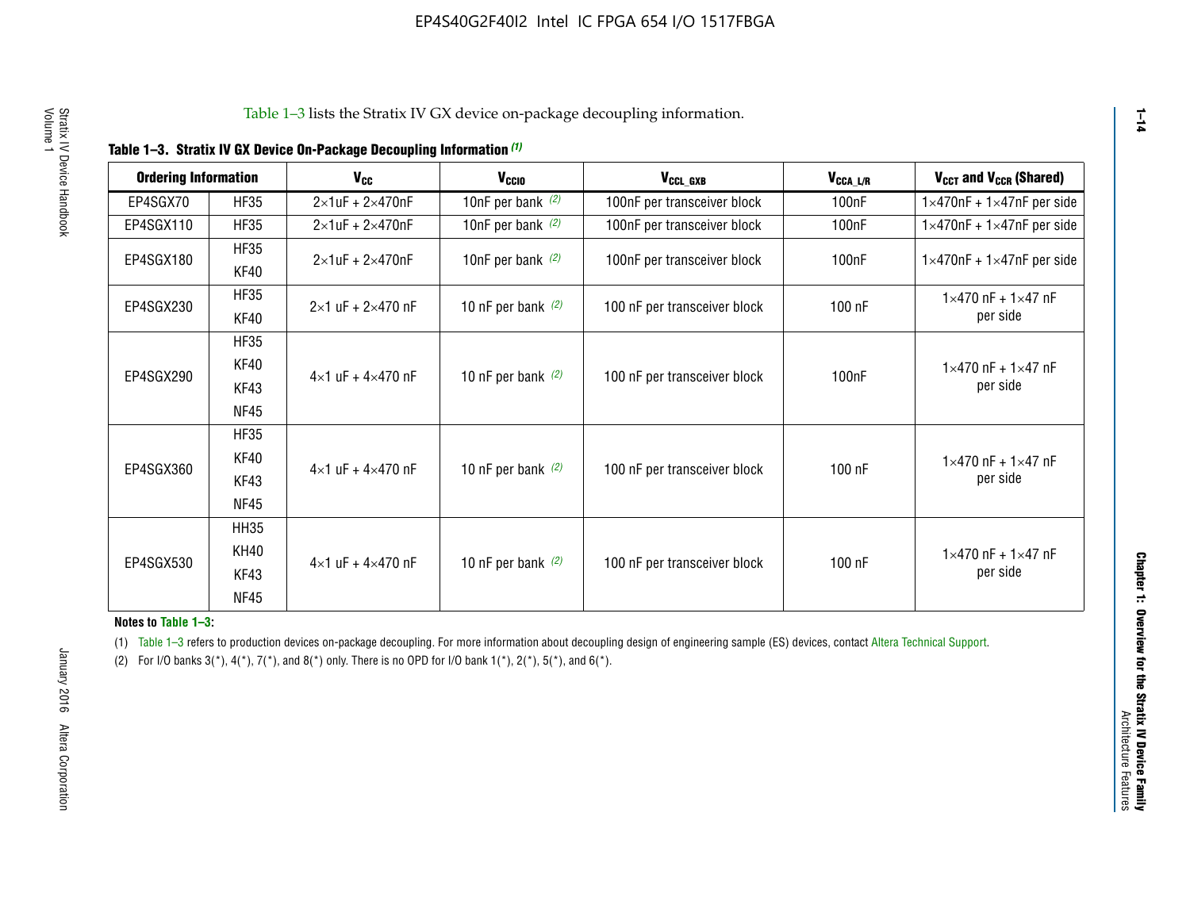Table 1–3 lists the Stratix IV GX device on-package decoupling information.

**Table 1–3. Stratix IV GX Device On-Package Decoupling Information (1)**

| Ordering Information | | $V_{CC}$ | $V_{CCIO}$ | $V_{CCL\_GXB}$ | $V_{CCA\_L/R}$ | $V_{CCT}$ and $V_{CCR}$ (Shared) |
|---|---|---|---|---|---|---|
| EP4SGX70 | HF35 | 2×1uF + 2×470nF | 10nF per bank (2) | 100nF per transceiver block | 100nF | 1×470nF + 1×47nF per side |
| EP4SGX110 | HF35 | 2×1uF + 2×470nF | 10nF per bank (2) | 100nF per transceiver block | 100nF | 1×470nF + 1×47nF per side |
| EP4SGX180 | HF35<br>KF40 | 2×1uF + 2×470nF | 10nF per bank (2) | 100nF per transceiver block | 100nF | 1×470nF + 1×47nF per side |
| EP4SGX230 | HF35<br>KF40 | 2×1 uF + 2×470 nF | 10 nF per bank (2) | 100 nF per transceiver block | 100 nF | 1×470 nF + 1×47 nF per side |
| EP4SGX290 | HF35<br>KF40<br>KF43<br>NF45 | 4×1 uF + 4×470 nF | 10 nF per bank (2) | 100 nF per transceiver block | 100nF | 1×470 nF + 1×47 nF per side |
| EP4SGX360 | HF35<br>KF40<br>KF43<br>NF45 | 4×1 uF + 4×470 nF | 10 nF per bank (2) | 100 nF per transceiver block | 100 nF | 1×470 nF + 1×47 nF per side |
| EP4SGX530 | HH35<br>KH40<br>KF43<br>NF45 | 4×1 uF + 4×470 nF | 10 nF per bank (2) | 100 nF per transceiver block | 100 nF | 1×470 nF + 1×47 nF per side |

**Notes to Table 1–3:**

(1) Table 1–3 refers to production devices on-package decoupling. For more information about decoupling design of engineering sample (ES) devices, contact Altera Technical Support.

(2) For I/O banks 3(*), 4(*), 7(*), and 8(*) only. There is no OPD for I/O bank 1(*), 2(*), 5(*), and 6(*).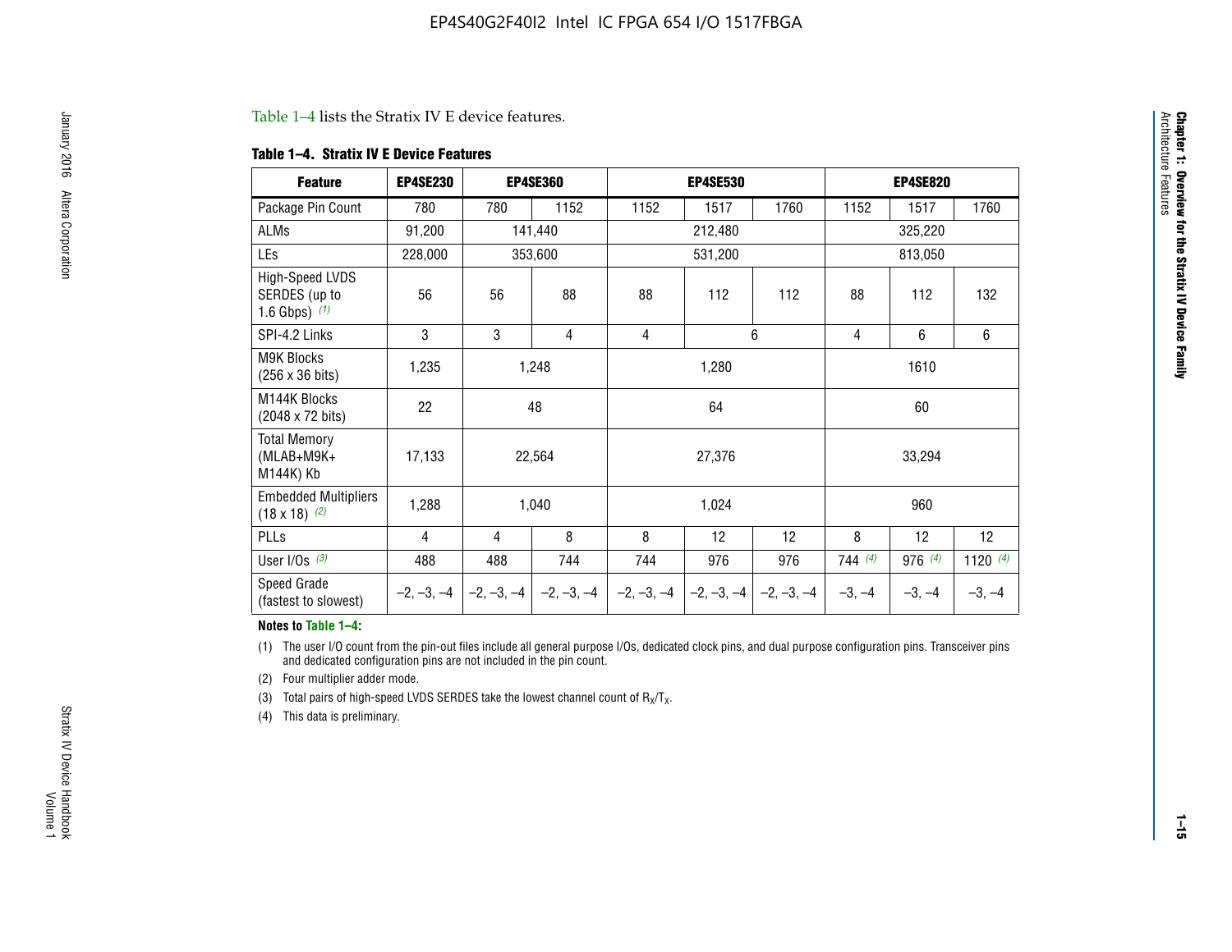Table 1–4 lists the Stratix IV E device features.

**Table 1–4. Stratix IV E Device Features**

| Feature | EP4SE230 | EP4SE360 | | EP4SE530 | | | EP4SE820 | | |
|---|---|---|---|---|---|---|---|---|---|
| Package Pin Count | 780 | 780 | 1152 | 1152 | 1517 | 1760 | 1152 | 1517 | 1760 |
| ALMs | 91,200 | 141,440 | | 212,480 | | | 325,220 | | |
| LEs | 228,000 | 353,600 | | 531,200 | | | 813,050 | | |
| High-Speed LVDS SERDES (up to 1.6 Gbps) (1) | 56 | 56 | 88 | 88 | 112 | 112 | 88 | 112 | 132 |
| SPI-4.2 Links | 3 | 3 | 4 | 4 | 6 | | 4 | 6 | 6 |
| M9K Blocks (256 x 36 bits) | 1,235 | 1,248 | | 1,280 | | | 1610 | | |
| M144K Blocks (2048 x 72 bits) | 22 | 48 | | 64 | | | 60 | | |
| Total Memory (MLAB+M9K+ M144K) Kb | 17,133 | 22,564 | | 27,376 | | | 33,294 | | |
| Embedded Multipliers (18 x 18) (2) | 1,288 | 1,040 | | 1,024 | | | 960 | | |
| PLLs | 4 | 4 | 8 | 8 | 12 | 12 | 8 | 12 | 12 |
| User I/Os (3) | 488 | 488 | 744 | 744 | 976 | 976 | 744 (4) | 976 (4) | 1120 (4) |
| Speed Grade (fastest to slowest) | –2, –3, –4 | –2, –3, –4 | –2, –3, –4 | –2, –3, –4 | –2, –3, –4 | –2, –3, –4 | –3, –4 | –3, –4 | –3, –4 |

**Notes to Table 1–4:**

(1) The user I/O count from the pin-out files include all general purpose I/Os, dedicated clock pins, and dual purpose configuration pins. Transceiver pins and dedicated configuration pins are not included in the pin count.

(2) Four multiplier adder mode.

(3) Total pairs of high-speed LVDS SERDES take the lowest channel count of $R_X/T_X$.

(4) This data is preliminary.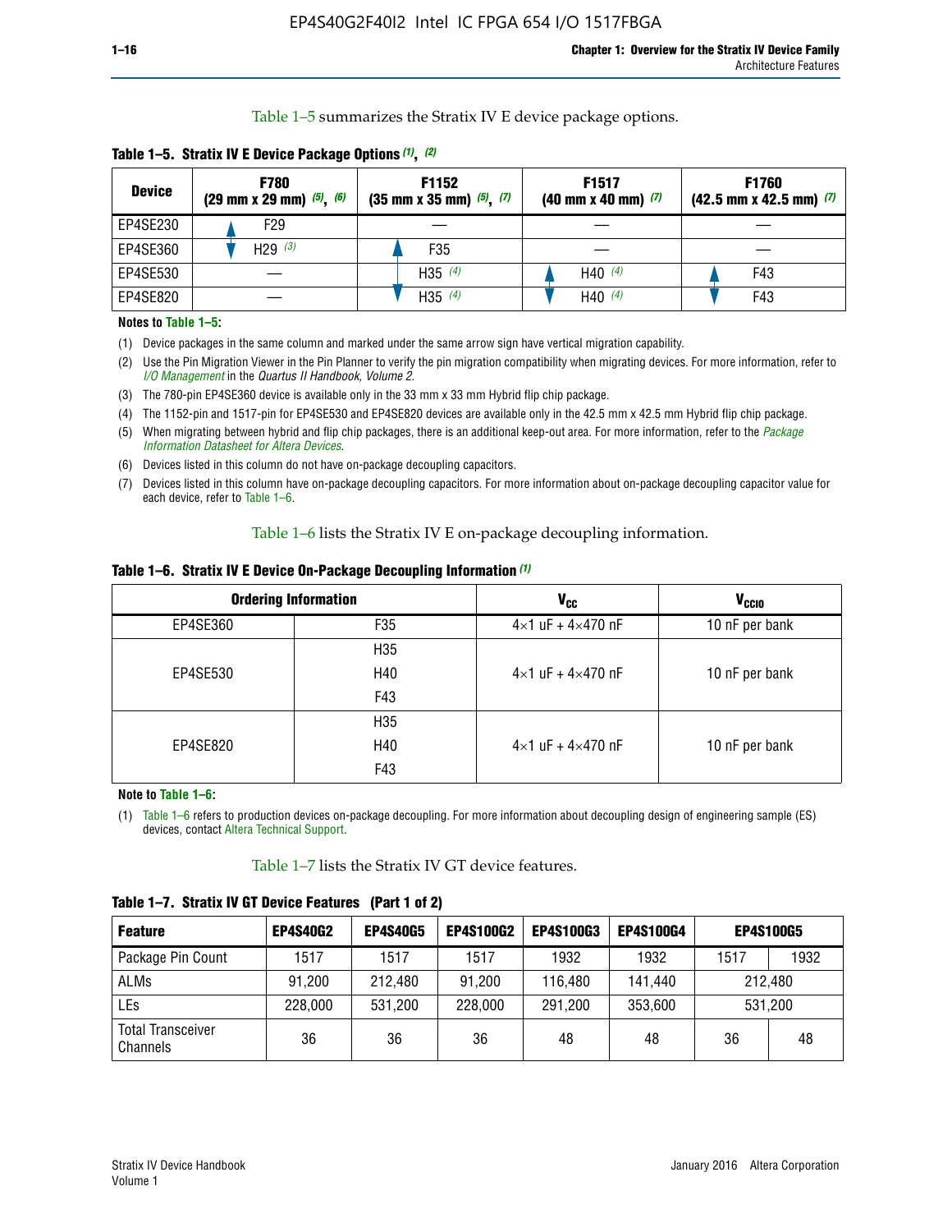Table 1–5 summarizes the Stratix IV E device package options.

**Table 1–5. Stratix IV E Device Package Options (1), (2)**

| Device | F780 (29 mm x 29 mm) (5), (6) | F1152 (35 mm x 35 mm) (5), (7) | F1517 (40 mm x 40 mm) (7) | F1760 (42.5 mm x 42.5 mm) (7) |
|---|---|---|---|---|
| EP4SE230 | F29 | — | — | — |
| EP4SE360 | H29 (3) | F35 | — | — |
| EP4SE530 | — | H35 (4) | H40 (4) | F43 |
| EP4SE820 | — | H35 (4) | H40 (4) | F43 |

**Notes to Table 1–5:**

(1) Device packages in the same column and marked under the same arrow sign have vertical migration capability.

(2) Use the Pin Migration Viewer in the Pin Planner to verify the pin migration compatibility when migrating devices. For more information, refer to *I/O Management* in the *Quartus II Handbook, Volume 2*.

(3) The 780-pin EP4SE360 device is available only in the 33 mm x 33 mm Hybrid flip chip package.

(4) The 1152-pin and 1517-pin for EP4SE530 and EP4SE820 devices are available only in the 42.5 mm x 42.5 mm Hybrid flip chip package.

(5) When migrating between hybrid and flip chip packages, there is an additional keep-out area. For more information, refer to the *Package Information Datasheet for Altera Devices*.

(6) Devices listed in this column do not have on-package decoupling capacitors.

(7) Devices listed in this column have on-package decoupling capacitors. For more information about on-package decoupling capacitor value for each device, refer to Table 1–6.

Table 1–6 lists the Stratix IV E on-package decoupling information.

**Table 1–6. Stratix IV E Device On-Package Decoupling Information (1)**

| Ordering Information | | $V_{CC}$ | $V_{CCIO}$ |
|---|---|---|---|
| EP4SE360 | F35 | 4×1 uF + 4×470 nF | 10 nF per bank |
| EP4SE530 | H35<br>H40<br>F43 | 4×1 uF + 4×470 nF | 10 nF per bank |
| EP4SE820 | H35<br>H40<br>F43 | 4×1 uF + 4×470 nF | 10 nF per bank |

**Note to Table 1–6:**

(1) Table 1–6 refers to production devices on-package decoupling. For more information about decoupling design of engineering sample (ES) devices, contact Altera Technical Support.

Table 1–7 lists the Stratix IV GT device features.

**Table 1–7. Stratix IV GT Device Features (Part 1 of 2)**

| Feature | EP4S40G2 | EP4S40G5 | EP4S100G2 | EP4S100G3 | EP4S100G4 | EP4S100G5 | |
|---|---|---|---|---|---|---|---|
| Package Pin Count | 1517 | 1517 | 1517 | 1932 | 1932 | 1517 | 1932 |
| ALMs | 91,200 | 212,480 | 91,200 | 116,480 | 141,440 | 212,480 | |
| LEs | 228,000 | 531,200 | 228,000 | 291,200 | 353,600 | 531,200 | |
| Total Transceiver Channels | 36 | 36 | 36 | 48 | 48 | 36 | 48 |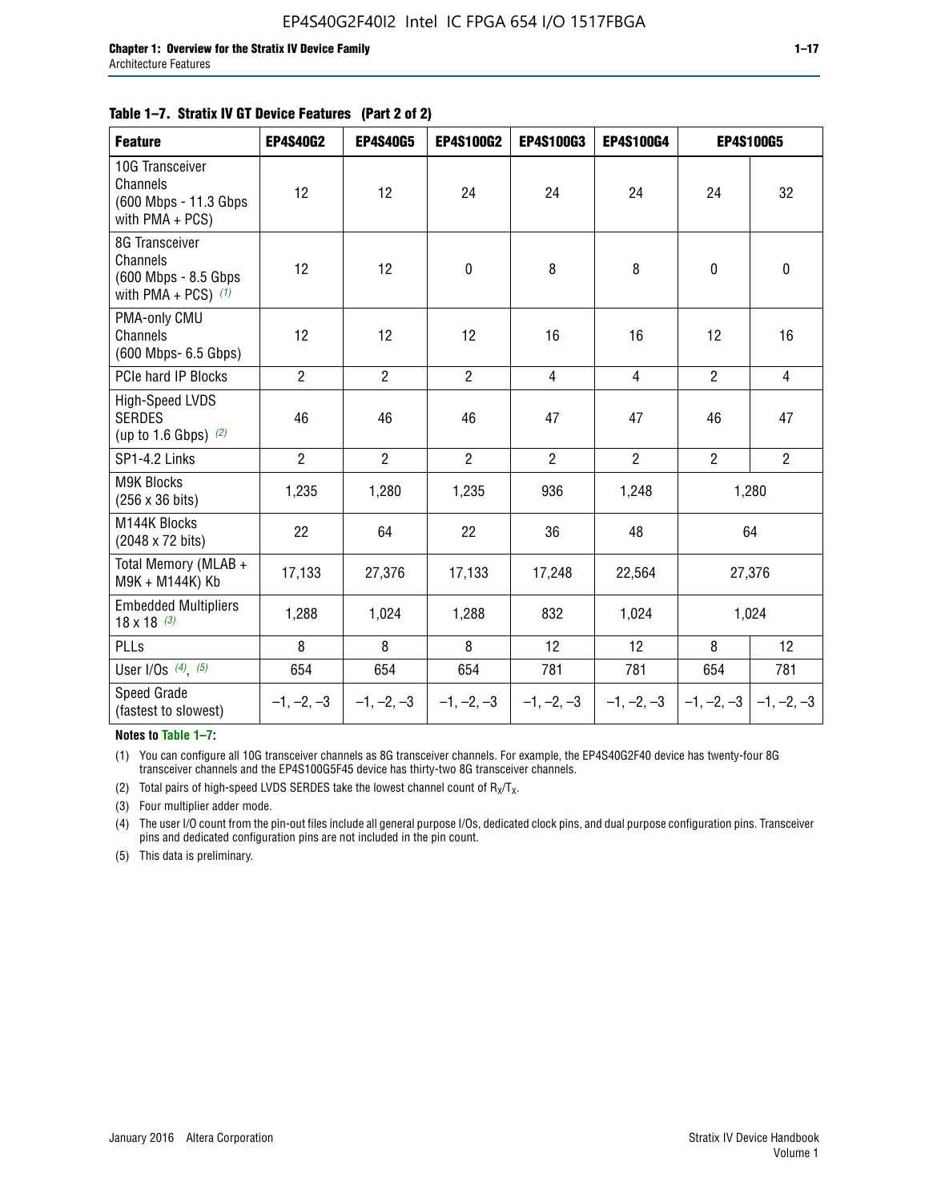**Table 1–7. Stratix IV GT Device Features (Part 2 of 2)**

| Feature | EP4S40G2 | EP4S40G5 | EP4S100G2 | EP4S100G3 | EP4S100G4 | EP4S100G5 | |
|---|---|---|---|---|---|---|---|
| 10G Transceiver Channels (600 Mbps - 11.3 Gbps with PMA + PCS) | 12 | 12 | 24 | 24 | 24 | 24 | 32 |
| 8G Transceiver Channels (600 Mbps - 8.5 Gbps with PMA + PCS) *(1)* | 12 | 12 | 0 | 8 | 8 | 0 | 0 |
| PMA-only CMU Channels (600 Mbps- 6.5 Gbps) | 12 | 12 | 12 | 16 | 16 | 12 | 16 |
| PCIe hard IP Blocks | 2 | 2 | 2 | 4 | 4 | 2 | 4 |
| High-Speed LVDS SERDES (up to 1.6 Gbps) *(2)* | 46 | 46 | 46 | 47 | 47 | 46 | 47 |
| SP1-4.2 Links | 2 | 2 | 2 | 2 | 2 | 2 | 2 |
| M9K Blocks (256 x 36 bits) | 1,235 | 1,280 | 1,235 | 936 | 1,248 | 1,280 | |
| M144K Blocks (2048 x 72 bits) | 22 | 64 | 22 | 36 | 48 | 64 | |
| Total Memory (MLAB + M9K + M144K) Kb | 17,133 | 27,376 | 17,133 | 17,248 | 22,564 | 27,376 | |
| Embedded Multipliers 18 x 18 *(3)* | 1,288 | 1,024 | 1,288 | 832 | 1,024 | 1,024 | |
| PLLs | 8 | 8 | 8 | 12 | 12 | 8 | 12 |
| User I/Os *(4)*, *(5)* | 654 | 654 | 654 | 781 | 781 | 654 | 781 |
| Speed Grade (fastest to slowest) | –1, –2, –3 | –1, –2, –3 | –1, –2, –3 | –1, –2, –3 | –1, –2, –3 | –1, –2, –3 | –1, –2, –3 |

**Notes to Table 1–7:**

(1) You can configure all 10G transceiver channels as 8G transceiver channels. For example, the EP4S40G2F40 device has twenty-four 8G transceiver channels and the EP4S100G5F45 device has thirty-two 8G transceiver channels.

(2) Total pairs of high-speed LVDS SERDES take the lowest channel count of $R_X/T_X$.

(3) Four multiplier adder mode.

(4) The user I/O count from the pin-out files include all general purpose I/Os, dedicated clock pins, and dual purpose configuration pins. Transceiver pins and dedicated configuration pins are not included in the pin count.

(5) This data is preliminary.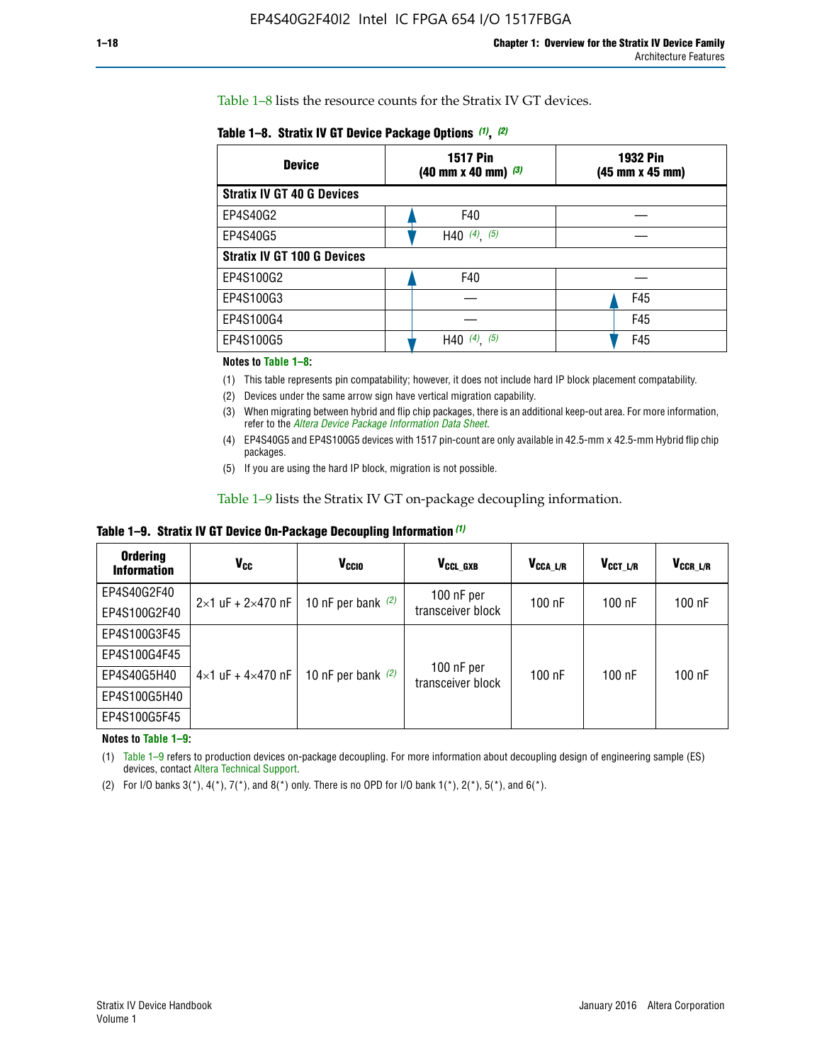Table 1–8 lists the resource counts for the Stratix IV GT devices.

**Table 1–8. Stratix IV GT Device Package Options (1), (2)**

| Device | 1517 Pin (40 mm x 40 mm) (3) | 1932 Pin (45 mm x 45 mm) |
|---|---|---|
| **Stratix IV GT 40 G Devices** | | |
| EP4S40G2 | F40 | — |
| EP4S40G5 | H40 (4), (5) | — |
| **Stratix IV GT 100 G Devices** | | |
| EP4S100G2 | F40 | — |
| EP4S100G3 | — | F45 |
| EP4S100G4 | — | F45 |
| EP4S100G5 | H40 (4), (5) | F45 |

**Notes to Table 1–8:**

(1) This table represents pin compatability; however, it does not include hard IP block placement compatability.

(2) Devices under the same arrow sign have vertical migration capability.

(3) When migrating between hybrid and flip chip packages, there is an additional keep-out area. For more information, refer to the *Altera Device Package Information Data Sheet*.

(4) EP4S40G5 and EP4S100G5 devices with 1517 pin-count are only available in 42.5-mm x 42.5-mm Hybrid flip chip packages.

(5) If you are using the hard IP block, migration is not possible.

Table 1–9 lists the Stratix IV GT on-package decoupling information.

**Table 1–9. Stratix IV GT Device On-Package Decoupling Information (1)**

| Ordering Information | $V_{CC}$ | $V_{CCIO}$ | $V_{CCL\_GXB}$ | $V_{CCA\_L/R}$ | $V_{CCT\_L/R}$ | $V_{CCR\_L/R}$ |
|---|---|---|---|---|---|---|
| EP4S40G2F40 | 2×1 uF + 2×470 nF | 10 nF per bank (2) | 100 nF per transceiver block | 100 nF | 100 nF | 100 nF |
| EP4S100G2F40 | | | | | | |
| EP4S100G3F45 | 4×1 uF + 4×470 nF | 10 nF per bank (2) | 100 nF per transceiver block | 100 nF | 100 nF | 100 nF |
| EP4S100G4F45 | | | | | | |
| EP4S40G5H40 | | | | | | |
| EP4S100G5H40 | | | | | | |
| EP4S100G5F45 | | | | | | |

**Notes to Table 1–9:**

(1) Table 1–9 refers to production devices on-package decoupling. For more information about decoupling design of engineering sample (ES) devices, contact Altera Technical Support.

(2) For I/O banks 3(*), 4(*), 7(*), and 8(*) only. There is no OPD for I/O bank 1(*), 2(*), 5(*), and 6(*).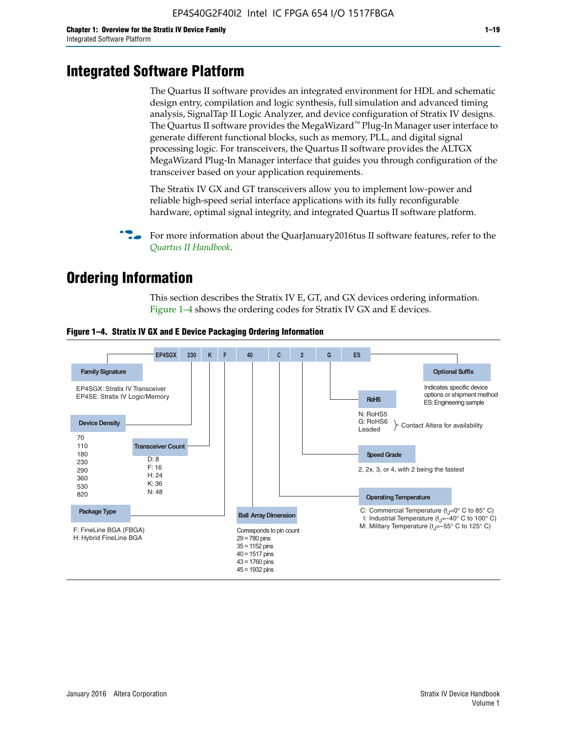# Integrated Software Platform

The Quartus II software provides an integrated environment for HDL and schematic design entry, compilation and logic synthesis, full simulation and advanced timing analysis, SignalTap II Logic Analyzer, and device configuration of Stratix IV designs. The Quartus II software provides the MegaWizard™ Plug-In Manager user interface to generate different functional blocks, such as memory, PLL, and digital signal processing logic. For transceivers, the Quartus II software provides the ALTGX MegaWizard Plug-In Manager interface that guides you through configuration of the transceiver based on your application requirements.

The Stratix IV GX and GT transceivers allow you to implement low-power and reliable high-speed serial interface applications with its fully reconfigurable hardware, optimal signal integrity, and integrated Quartus II software platform.

For more information about the QuarJanuary2016tus II software features, refer to the *Quartus II Handbook*.

# Ordering Information

This section describes the Stratix IV E, GT, and GX devices ordering information. Figure 1–4 shows the ordering codes for Stratix IV GX and E devices.

**Figure 1–4. Stratix IV GX and E Device Packaging Ordering Information**

EP4SGX 230 K F 40 C 2 G ES

**Family Signature**
- EP4SGX: Stratix IV Transceiver
- EP4SE: Stratix IV Logic/Memory

**Device Density**
- 70
- 110
- 180
- 230
- 290
- 360
- 530
- 820

**Transceiver Count**
- D: 8
- F: 16
- H: 24
- K: 36
- N: 48

**Package Type**
- F: FineLine BGA (FBGA)
- H: Hybrid FineLine BGA

**Ball Array Dimension**

Corresponds to pin count
- 29 = 780 pins
- 35 = 1152 pins
- 40 = 1517 pins
- 43 = 1760 pins
- 45 = 1932 pins

**Operating Temperature**
- C: Commercial Temperature ($t_J$=0° C to 85° C)
- I: Industrial Temperature ($t_J$=–40° C to 100° C)
- M: Military Temperature ($t_J$=–55° C to 125° C)

**Speed Grade**

2, 2x, 3, or 4, with 2 being the fastest

**RoHS**
- N: RoHS5
- G: RoHS6
- Leaded

} Contact Altera for availability

**Optional Suffix**

Indicates specific device options or shipment method
ES: Engineering sample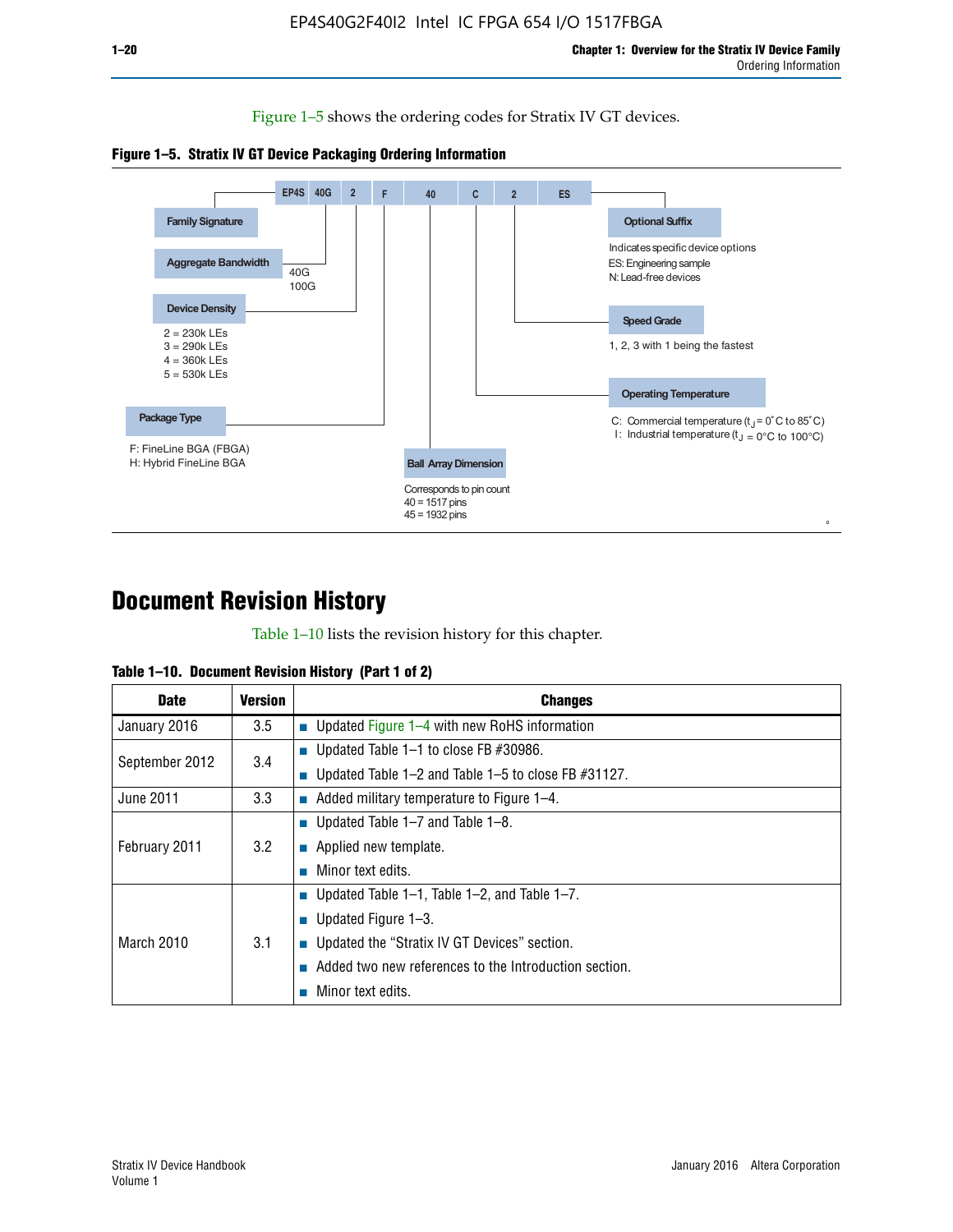Figure 1–5 shows the ordering codes for Stratix IV GT devices.

**Figure 1–5. Stratix IV GT Device Packaging Ordering Information**

EP4S 40G 2 F 40 C 2 ES

- **Family Signature**: EP4S
- **Aggregate Bandwidth**: 40G, 100G
- **Device Density**:
  - 2 = 230k LEs
  - 3 = 290k LEs
  - 4 = 360k LEs
  - 5 = 530k LEs
- **Package Type**:
  - F: FineLine BGA (FBGA)
  - H: Hybrid FineLine BGA
- **Ball Array Dimension**: Corresponds to pin count
  - 40 = 1517 pins
  - 45 = 1932 pins
- **Operating Temperature**:
  - C: Commercial temperature ($t_J$ = 0°C to 85°C)
  - I: Industrial temperature ($t_J$ = 0°C to 100°C)
- **Speed Grade**: 1, 2, 3 with 1 being the fastest
- **Optional Suffix**: Indicates specific device options
  - ES: Engineering sample
  - N: Lead-free devices

# Document Revision History

Table 1–10 lists the revision history for this chapter.

**Table 1–10. Document Revision History (Part 1 of 2)**

| Date | Version | Changes |
|---|---|---|
| January 2016 | 3.5 | ■ Updated Figure 1–4 with new RoHS information |
| September 2012 | 3.4 | ■ Updated Table 1–1 to close FB #30986.<br>■ Updated Table 1–2 and Table 1–5 to close FB #31127. |
| June 2011 | 3.3 | ■ Added military temperature to Figure 1–4. |
| February 2011 | 3.2 | ■ Updated Table 1–7 and Table 1–8.<br>■ Applied new template.<br>■ Minor text edits. |
| March 2010 | 3.1 | ■ Updated Table 1–1, Table 1–2, and Table 1–7.<br>■ Updated Figure 1–3.<br>■ Updated the “Stratix IV GT Devices” section.<br>■ Added two new references to the Introduction section.<br>■ Minor text edits. |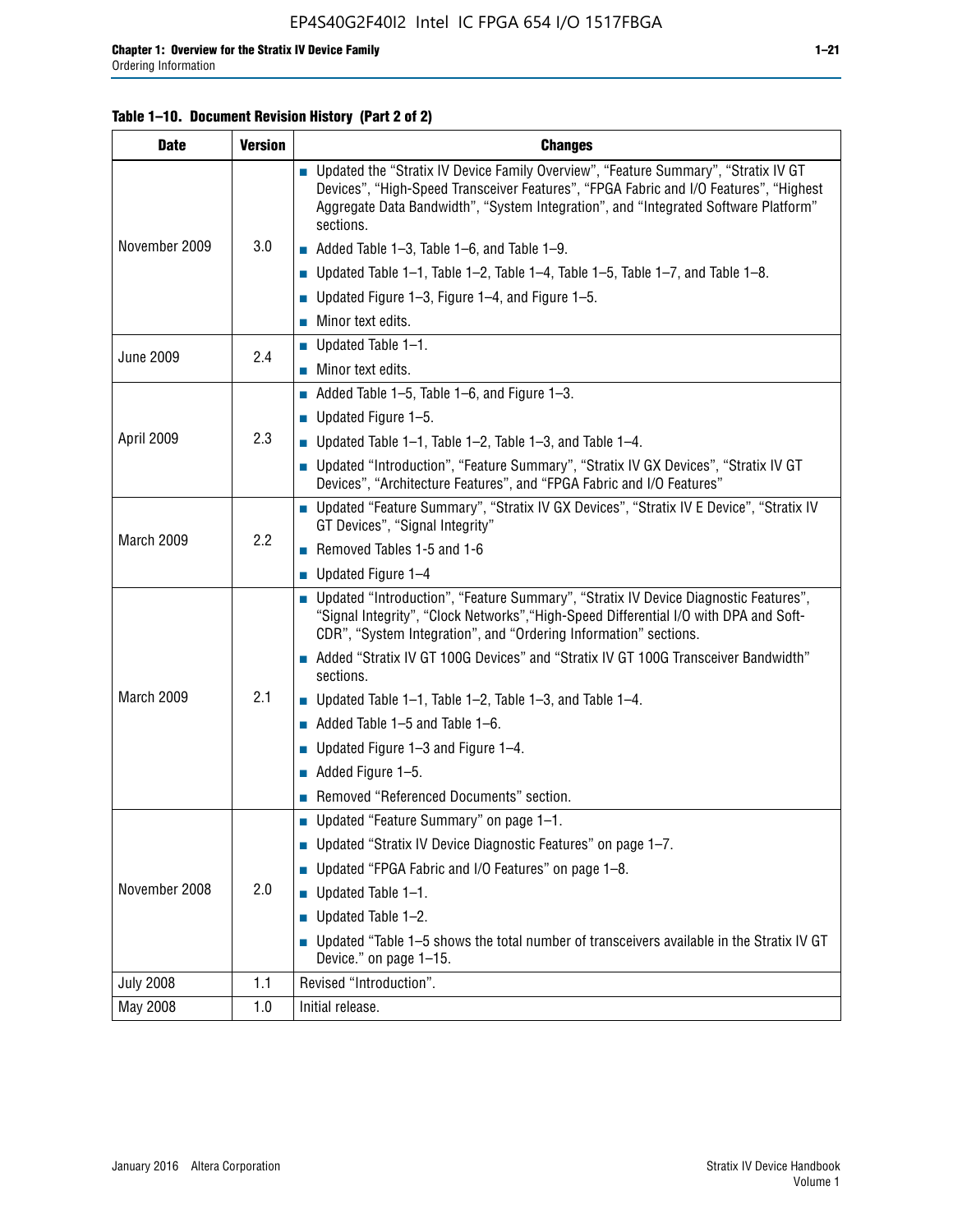**Table 1–10. Document Revision History (Part 2 of 2)**

| Date | Version | Changes |
|---|---|---|
| November 2009 | 3.0 | ■ Updated the "Stratix IV Device Family Overview", "Feature Summary", "Stratix IV GT Devices", "High-Speed Transceiver Features", "FPGA Fabric and I/O Features", "Highest Aggregate Data Bandwidth", "System Integration", and "Integrated Software Platform" sections.<br>■ Added Table 1–3, Table 1–6, and Table 1–9.<br>■ Updated Table 1–1, Table 1–2, Table 1–4, Table 1–5, Table 1–7, and Table 1–8.<br>■ Updated Figure 1–3, Figure 1–4, and Figure 1–5.<br>■ Minor text edits. |
| June 2009 | 2.4 | ■ Updated Table 1–1.<br>■ Minor text edits. |
| April 2009 | 2.3 | ■ Added Table 1–5, Table 1–6, and Figure 1–3.<br>■ Updated Figure 1–5.<br>■ Updated Table 1–1, Table 1–2, Table 1–3, and Table 1–4.<br>■ Updated "Introduction", "Feature Summary", "Stratix IV GX Devices", "Stratix IV GT Devices", "Architecture Features", and "FPGA Fabric and I/O Features" |
| March 2009 | 2.2 | ■ Updated "Feature Summary", "Stratix IV GX Devices", "Stratix IV E Device", "Stratix IV GT Devices", "Signal Integrity"<br>■ Removed Tables 1-5 and 1-6<br>■ Updated Figure 1–4 |
| March 2009 | 2.1 | ■ Updated "Introduction", "Feature Summary", "Stratix IV Device Diagnostic Features", "Signal Integrity", "Clock Networks","High-Speed Differential I/O with DPA and Soft-CDR", "System Integration", and "Ordering Information" sections.<br>■ Added "Stratix IV GT 100G Devices" and "Stratix IV GT 100G Transceiver Bandwidth" sections.<br>■ Updated Table 1–1, Table 1–2, Table 1–3, and Table 1–4.<br>■ Added Table 1–5 and Table 1–6.<br>■ Updated Figure 1–3 and Figure 1–4.<br>■ Added Figure 1–5.<br>■ Removed "Referenced Documents" section. |
| November 2008 | 2.0 | ■ Updated "Feature Summary" on page 1–1.<br>■ Updated "Stratix IV Device Diagnostic Features" on page 1–7.<br>■ Updated "FPGA Fabric and I/O Features" on page 1–8.<br>■ Updated Table 1–1.<br>■ Updated Table 1–2.<br>■ Updated "Table 1–5 shows the total number of transceivers available in the Stratix IV GT Device." on page 1–15. |
| July 2008 | 1.1 | Revised "Introduction". |
| May 2008 | 1.0 | Initial release. |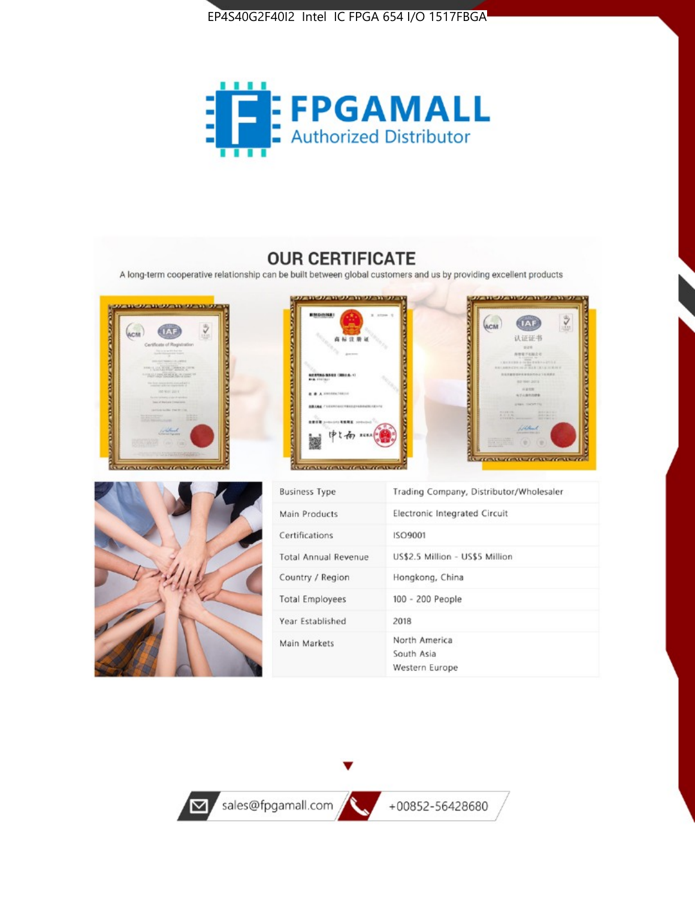FPGAMALL

Authorized Distributor

## OUR CERTIFICATE

A long-term cooperative relationship can be built between global customers and us by providing excellent products

| | |
|---|---|
| Business Type | Trading Company, Distributor/Wholesaler |
| Main Products | Electronic Integrated Circuit |
| Certifications | ISO9001 |
| Total Annual Revenue | US$2.5 Million - US$5 Million |
| Country / Region | Hongkong, China |
| Total Employees | 100 - 200 People |
| Year Established | 2018 |
| Main Markets | North America<br>South Asia<br>Western Europe |

sales@fpgamall.com

+00852-56428680